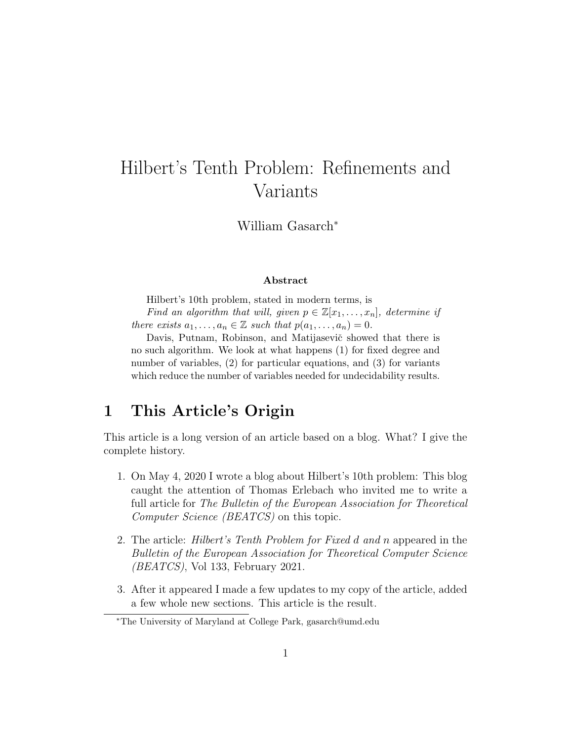# Hilbert's Tenth Problem: Refinements and Variants

William Gasarch[*]

**Abstract**

Hilbert's 10th problem, stated in modern terms, is

*Find an algorithm that will, given $p \in \mathbb{Z}[x_1, \ldots, x_n]$, determine if there exists $a_1, \ldots, a_n \in \mathbb{Z}$ such that $p(a_1, \ldots, a_n) = 0$.*

Davis, Putnam, Robinson, and Matijasevič showed that there is no such algorithm. We look at what happens (1) for fixed degree and number of variables, (2) for particular equations, and (3) for variants which reduce the number of variables needed for undecidability results.

## 1 This Article's Origin

This article is a long version of an article based on a blog. What? I give the complete history.

1. On May 4, 2020 I wrote a blog about Hilbert's 10th problem: This blog caught the attention of Thomas Erlebach who invited me to write a full article for *The Bulletin of the European Association for Theoretical Computer Science (BEATCS)* on this topic.

2. The article: *Hilbert's Tenth Problem for Fixed d and n* appeared in the *Bulletin of the European Association for Theoretical Computer Science (BEATCS)*, Vol 133, February 2021.

3. After it appeared I made a few updates to my copy of the article, added a few whole new sections. This article is the result.

[*]The University of Maryland at College Park, gasarch@umd.edu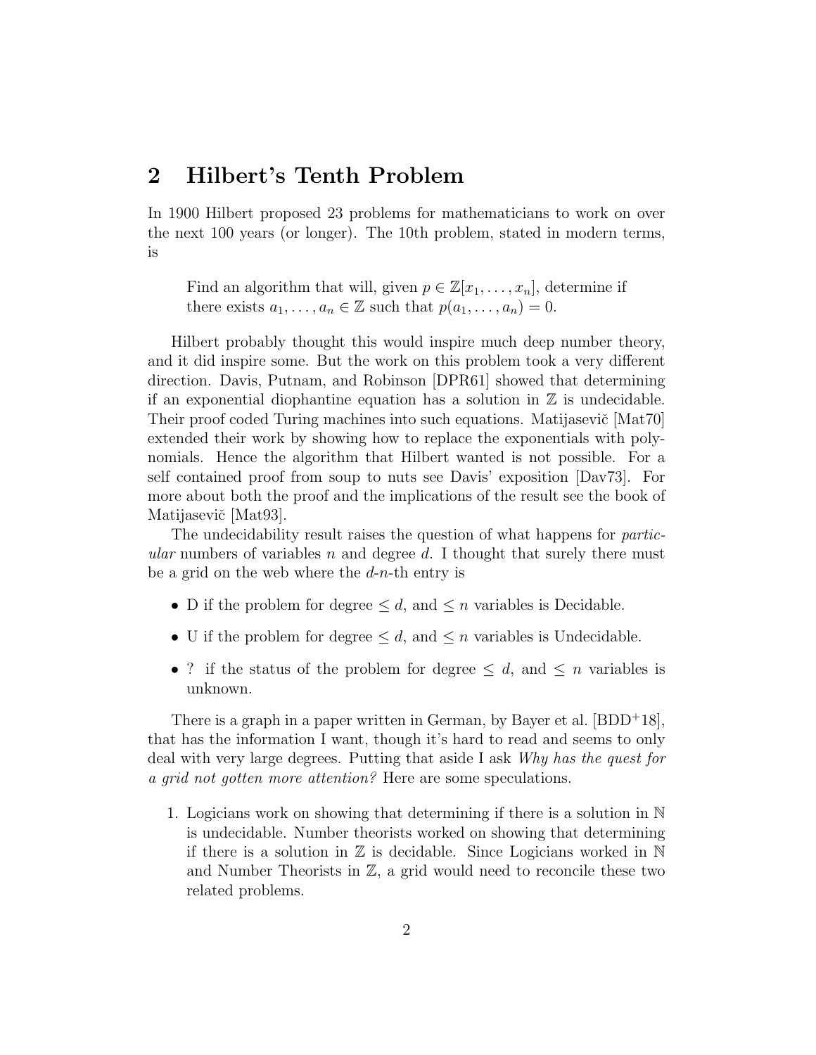## 2 Hilbert's Tenth Problem

In 1900 Hilbert proposed 23 problems for mathematicians to work on over the next 100 years (or longer). The 10th problem, stated in modern terms, is

> Find an algorithm that will, given $p \in \mathbb{Z}[x_1, \ldots, x_n]$, determine if there exists $a_1, \ldots, a_n \in \mathbb{Z}$ such that $p(a_1, \ldots, a_n) = 0$.

Hilbert probably thought this would inspire much deep number theory, and it did inspire some. But the work on this problem took a very different direction. Davis, Putnam, and Robinson [DPR61] showed that determining if an exponential diophantine equation has a solution in $\mathbb{Z}$ is undecidable. Their proof coded Turing machines into such equations. Matijasevič [Mat70] extended their work by showing how to replace the exponentials with polynomials. Hence the algorithm that Hilbert wanted is not possible. For a self contained proof from soup to nuts see Davis' exposition [Dav73]. For more about both the proof and the implications of the result see the book of Matijasevič [Mat93].

The undecidability result raises the question of what happens for *particular* numbers of variables $n$ and degree $d$. I thought that surely there must be a grid on the web where the $d$-$n$-th entry is

- D if the problem for degree $\leq d$, and $\leq n$ variables is Decidable.
- U if the problem for degree $\leq d$, and $\leq n$ variables is Undecidable.
- ? if the status of the problem for degree $\leq d$, and $\leq n$ variables is unknown.

There is a graph in a paper written in German, by Bayer et al. [BDD+18], that has the information I want, though it's hard to read and seems to only deal with very large degrees. Putting that aside I ask *Why has the quest for a grid not gotten more attention?* Here are some speculations.

1. Logicians work on showing that determining if there is a solution in $\mathbb{N}$ is undecidable. Number theorists worked on showing that determining if there is a solution in $\mathbb{Z}$ is decidable. Since Logicians worked in $\mathbb{N}$ and Number Theorists in $\mathbb{Z}$, a grid would need to reconcile these two related problems.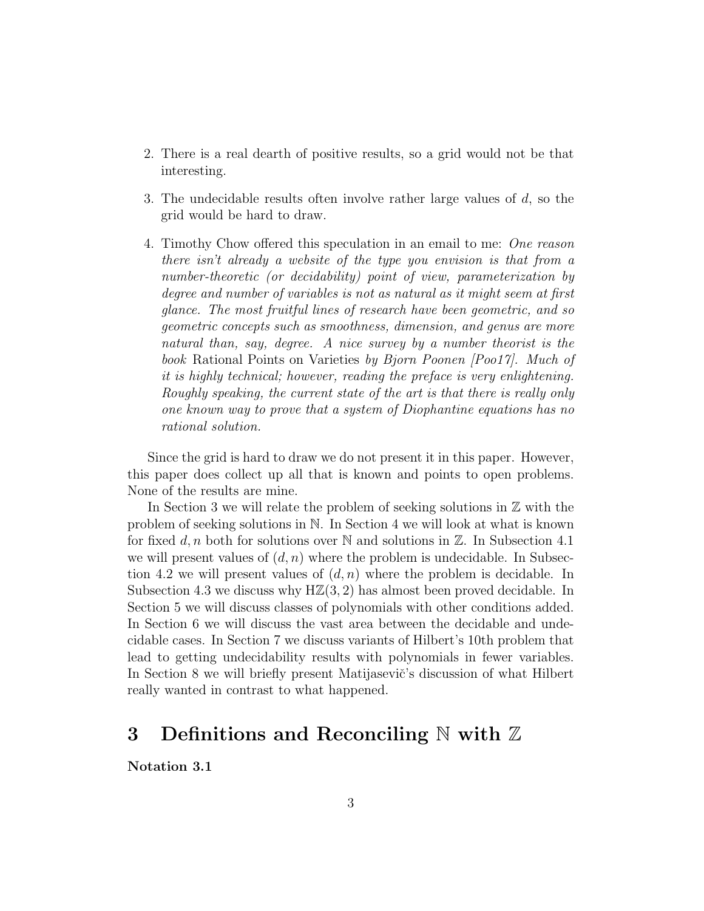2. There is a real dearth of positive results, so a grid would not be that interesting.

3. The undecidable results often involve rather large values of $d$, so the grid would be hard to draw.

4. Timothy Chow offered this speculation in an email to me: *One reason there isn't already a website of the type you envision is that from a number-theoretic (or decidability) point of view, parameterization by degree and number of variables is not as natural as it might seem at first glance. The most fruitful lines of research have been geometric, and so geometric concepts such as smoothness, dimension, and genus are more natural than, say, degree. A nice survey by a number theorist is the book* Rational Points on Varieties *by Bjorn Poonen [Poo17]. Much of it is highly technical; however, reading the preface is very enlightening. Roughly speaking, the current state of the art is that there is really only one known way to prove that a system of Diophantine equations has no rational solution.*

Since the grid is hard to draw we do not present it in this paper. However, this paper does collect up all that is known and points to open problems. None of the results are mine.

In Section 3 we will relate the problem of seeking solutions in $\mathbb{Z}$ with the problem of seeking solutions in $\mathbb{N}$. In Section 4 we will look at what is known for fixed $d, n$ both for solutions over $\mathbb{N}$ and solutions in $\mathbb{Z}$. In Subsection 4.1 we will present values of $(d, n)$ where the problem is undecidable. In Subsection 4.2 we will present values of $(d, n)$ where the problem is decidable. In Subsection 4.3 we discuss why $\mathrm{H}\mathbb{Z}(3, 2)$ has almost been proved decidable. In Section 5 we will discuss classes of polynomials with other conditions added. In Section 6 we will discuss the vast area between the decidable and undecidable cases. In Section 7 we discuss variants of Hilbert's 10th problem that lead to getting undecidability results with polynomials in fewer variables. In Section 8 we will briefly present Matijasevič's discussion of what Hilbert really wanted in contrast to what happened.

# 3 Definitions and Reconciling $\mathbb{N}$ with $\mathbb{Z}$

**Notation 3.1**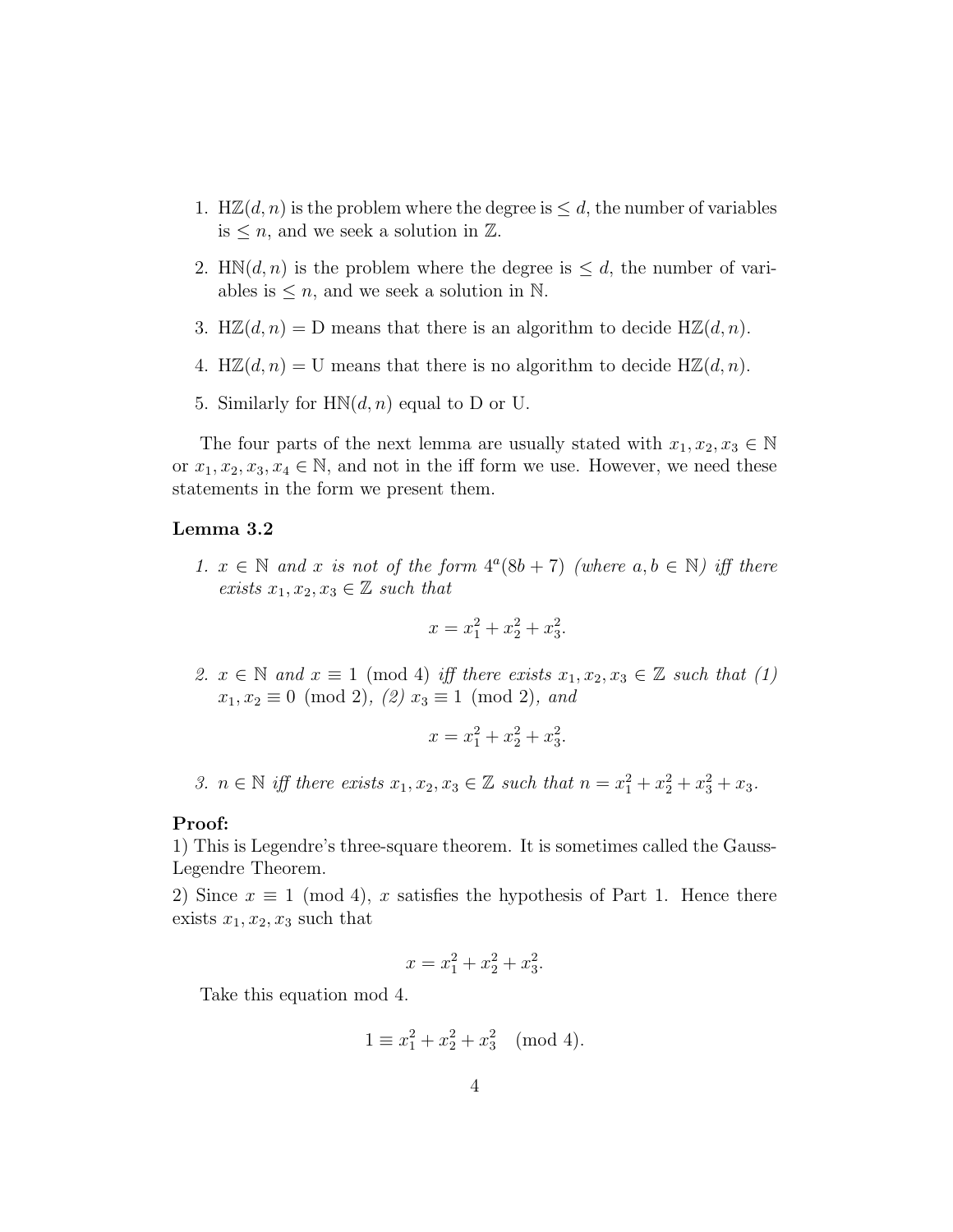1. $\mathrm{H}\mathbb{Z}(d, n)$ is the problem where the degree is $\le d$, the number of variables is $\le n$, and we seek a solution in $\mathbb{Z}$.

2. $\mathrm{H}\mathbb{N}(d, n)$ is the problem where the degree is $\le d$, the number of variables is $\le n$, and we seek a solution in $\mathbb{N}$.

3. $\mathrm{H}\mathbb{Z}(d, n) = \mathrm{D}$ means that there is an algorithm to decide $\mathrm{H}\mathbb{Z}(d, n)$.

4. $\mathrm{H}\mathbb{Z}(d, n) = \mathrm{U}$ means that there is no algorithm to decide $\mathrm{H}\mathbb{Z}(d, n)$.

5. Similarly for $\mathrm{H}\mathbb{N}(d, n)$ equal to D or U.

The four parts of the next lemma are usually stated with $x_1, x_2, x_3 \in \mathbb{N}$ or $x_1, x_2, x_3, x_4 \in \mathbb{N}$, and not in the iff form we use. However, we need these statements in the form we present them.

**Lemma 3.2**

1. *$x \in \mathbb{N}$ and $x$ is not of the form $4^a(8b + 7)$ (where $a, b \in \mathbb{N}$) iff there exists $x_1, x_2, x_3 \in \mathbb{Z}$ such that*

$$x = x_1^2 + x_2^2 + x_3^2.$$

2. *$x \in \mathbb{N}$ and $x \equiv 1 \pmod 4$ iff there exists $x_1, x_2, x_3 \in \mathbb{Z}$ such that (1) $x_1, x_2 \equiv 0 \pmod 2$, (2) $x_3 \equiv 1 \pmod 2$, and*

$$x = x_1^2 + x_2^2 + x_3^2.$$

3. *$n \in \mathbb{N}$ iff there exists $x_1, x_2, x_3 \in \mathbb{Z}$ such that $n = x_1^2 + x_2^2 + x_3^2 + x_3$.*

**Proof:**
1) This is Legendre's three-square theorem. It is sometimes called the Gauss-Legendre Theorem.
2) Since $x \equiv 1 \pmod 4$, $x$ satisfies the hypothesis of Part 1. Hence there exists $x_1, x_2, x_3$ such that

$$x = x_1^2 + x_2^2 + x_3^2.$$

Take this equation mod 4.

$$1 \equiv x_1^2 + x_2^2 + x_3^2 \pmod 4.$$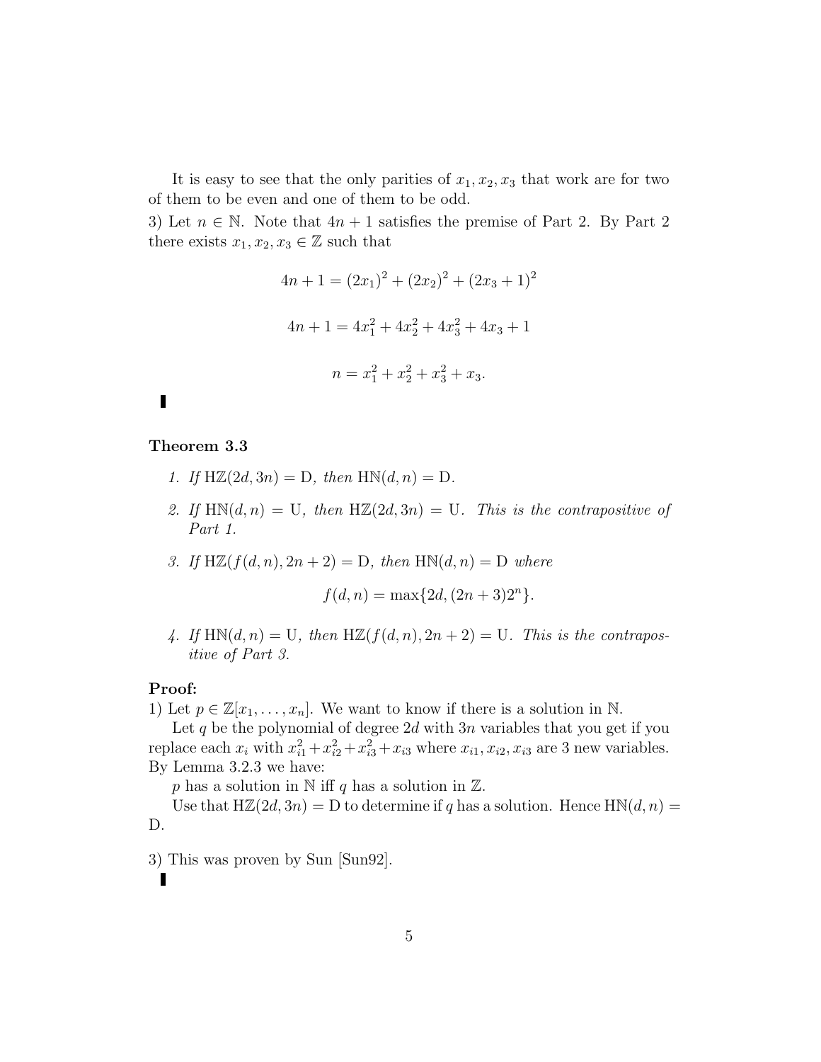It is easy to see that the only parities of $x_1, x_2, x_3$ that work are for two of them to be even and one of them to be odd.

3) Let $n \in \mathbb{N}$. Note that $4n+1$ satisfies the premise of Part 2. By Part 2 there exists $x_1, x_2, x_3 \in \mathbb{Z}$ such that

$$4n + 1 = (2x_1)^2 + (2x_2)^2 + (2x_3 + 1)^2$$

$$4n + 1 = 4x_1^2 + 4x_2^2 + 4x_3^2 + 4x_3 + 1$$

$$n = x_1^2 + x_2^2 + x_3^2 + x_3.$$

■

**Theorem 3.3**

1. *If* $\mathrm{H}\mathbb{Z}(2d, 3n) = \mathrm{D}$*, then* $\mathrm{H}\mathbb{N}(d, n) = \mathrm{D}$.
2. *If* $\mathrm{H}\mathbb{N}(d, n) = \mathrm{U}$*, then* $\mathrm{H}\mathbb{Z}(2d, 3n) = \mathrm{U}$*. This is the contrapositive of Part 1.*
3. *If* $\mathrm{H}\mathbb{Z}(f(d, n), 2n + 2) = \mathrm{D}$*, then* $\mathrm{H}\mathbb{N}(d, n) = \mathrm{D}$ *where*

   $$f(d, n) = \max\{2d, (2n + 3)2^n\}.$$

4. *If* $\mathrm{H}\mathbb{N}(d, n) = \mathrm{U}$*, then* $\mathrm{H}\mathbb{Z}(f(d, n), 2n + 2) = \mathrm{U}$*. This is the contrapositive of Part 3.*

**Proof:**

1) Let $p \in \mathbb{Z}[x_1, \ldots, x_n]$. We want to know if there is a solution in $\mathbb{N}$.

Let $q$ be the polynomial of degree $2d$ with $3n$ variables that you get if you replace each $x_i$ with $x_{i1}^2 + x_{i2}^2 + x_{i3}^2 + x_{i3}$ where $x_{i1}, x_{i2}, x_{i3}$ are 3 new variables. By Lemma 3.2.3 we have:

$p$ has a solution in $\mathbb{N}$ iff $q$ has a solution in $\mathbb{Z}$.

Use that $\mathrm{H}\mathbb{Z}(2d, 3n) = \mathrm{D}$ to determine if $q$ has a solution. Hence $\mathrm{H}\mathbb{N}(d, n) = \mathrm{D}$.

3) This was proven by Sun [Sun92].

■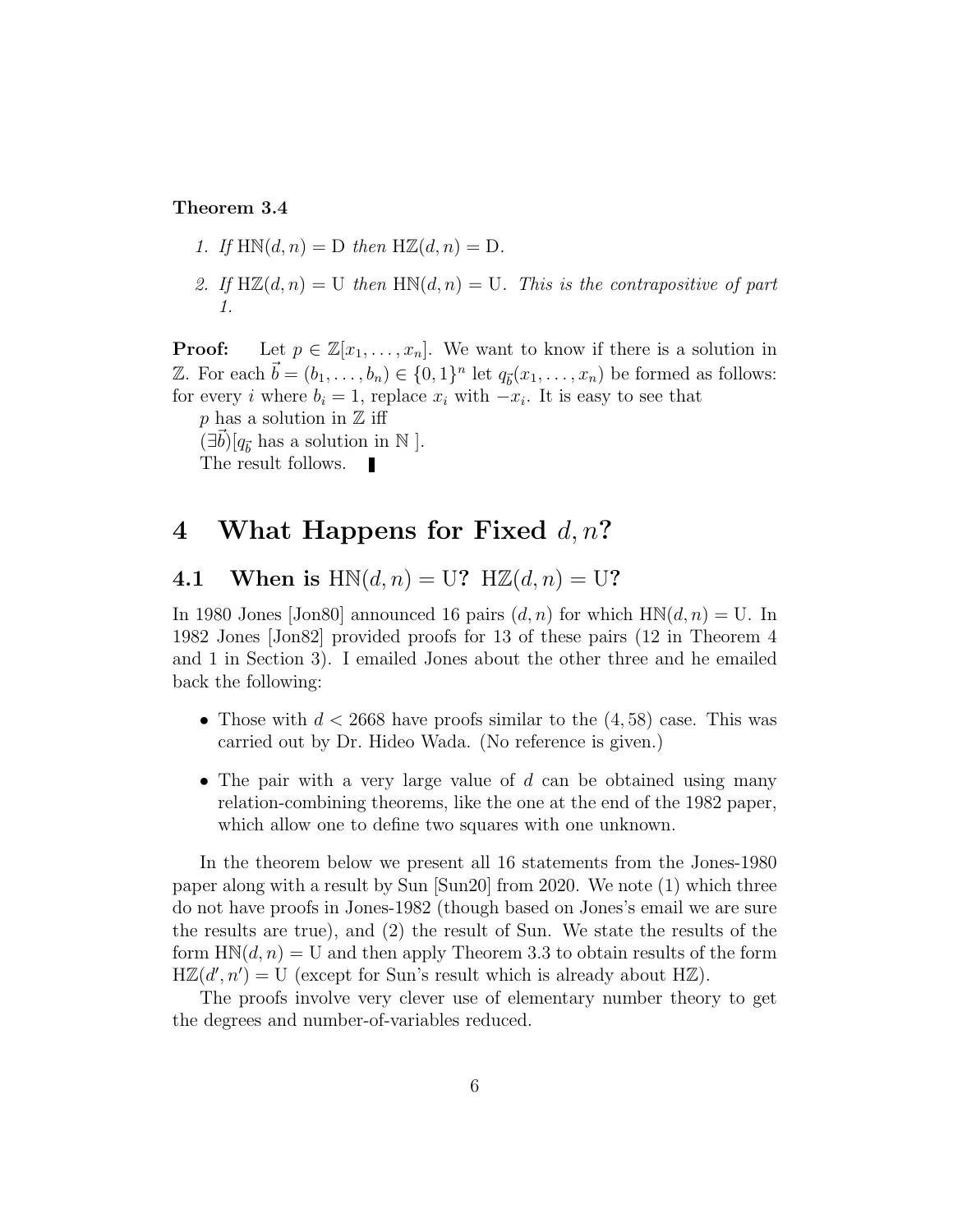**Theorem 3.4**

1. *If* $\mathrm{H}\mathbb{N}(d,n) = \mathrm{D}$ *then* $\mathrm{H}\mathbb{Z}(d,n) = \mathrm{D}$.
2. *If* $\mathrm{H}\mathbb{Z}(d,n) = \mathrm{U}$ *then* $\mathrm{H}\mathbb{N}(d,n) = \mathrm{U}$. *This is the contrapositive of part 1.*

**Proof:** Let $p \in \mathbb{Z}[x_1,\ldots,x_n]$. We want to know if there is a solution in $\mathbb{Z}$. For each $\vec{b} = (b_1,\ldots,b_n) \in \{0,1\}^n$ let $q_{\vec{b}}(x_1,\ldots,x_n)$ be formed as follows: for every $i$ where $b_i = 1$, replace $x_i$ with $-x_i$. It is easy to see that

$p$ has a solution in $\mathbb{Z}$ iff

$(\exists \vec{b})[q_{\vec{b}}$ has a solution in $\mathbb{N}$ ].

The result follows. ∎

# 4 What Happens for Fixed $d,n$?

## 4.1 When is $\mathrm{H}\mathbb{N}(d,n) = \mathrm{U}$? $\mathrm{H}\mathbb{Z}(d,n) = \mathrm{U}$?

In 1980 Jones [Jon80] announced 16 pairs $(d,n)$ for which $\mathrm{H}\mathbb{N}(d,n) = \mathrm{U}$. In 1982 Jones [Jon82] provided proofs for 13 of these pairs (12 in Theorem 4 and 1 in Section 3). I emailed Jones about the other three and he emailed back the following:

- Those with $d < 2668$ have proofs similar to the $(4,58)$ case. This was carried out by Dr. Hideo Wada. (No reference is given.)
- The pair with a very large value of $d$ can be obtained using many relation-combining theorems, like the one at the end of the 1982 paper, which allow one to define two squares with one unknown.

In the theorem below we present all 16 statements from the Jones-1980 paper along with a result by Sun [Sun20] from 2020. We note (1) which three do not have proofs in Jones-1982 (though based on Jones's email we are sure the results are true), and (2) the result of Sun. We state the results of the form $\mathrm{H}\mathbb{N}(d,n) = \mathrm{U}$ and then apply Theorem 3.3 to obtain results of the form $\mathrm{H}\mathbb{Z}(d',n') = \mathrm{U}$ (except for Sun's result which is already about $\mathrm{H}\mathbb{Z}$).

The proofs involve very clever use of elementary number theory to get the degrees and number-of-variables reduced.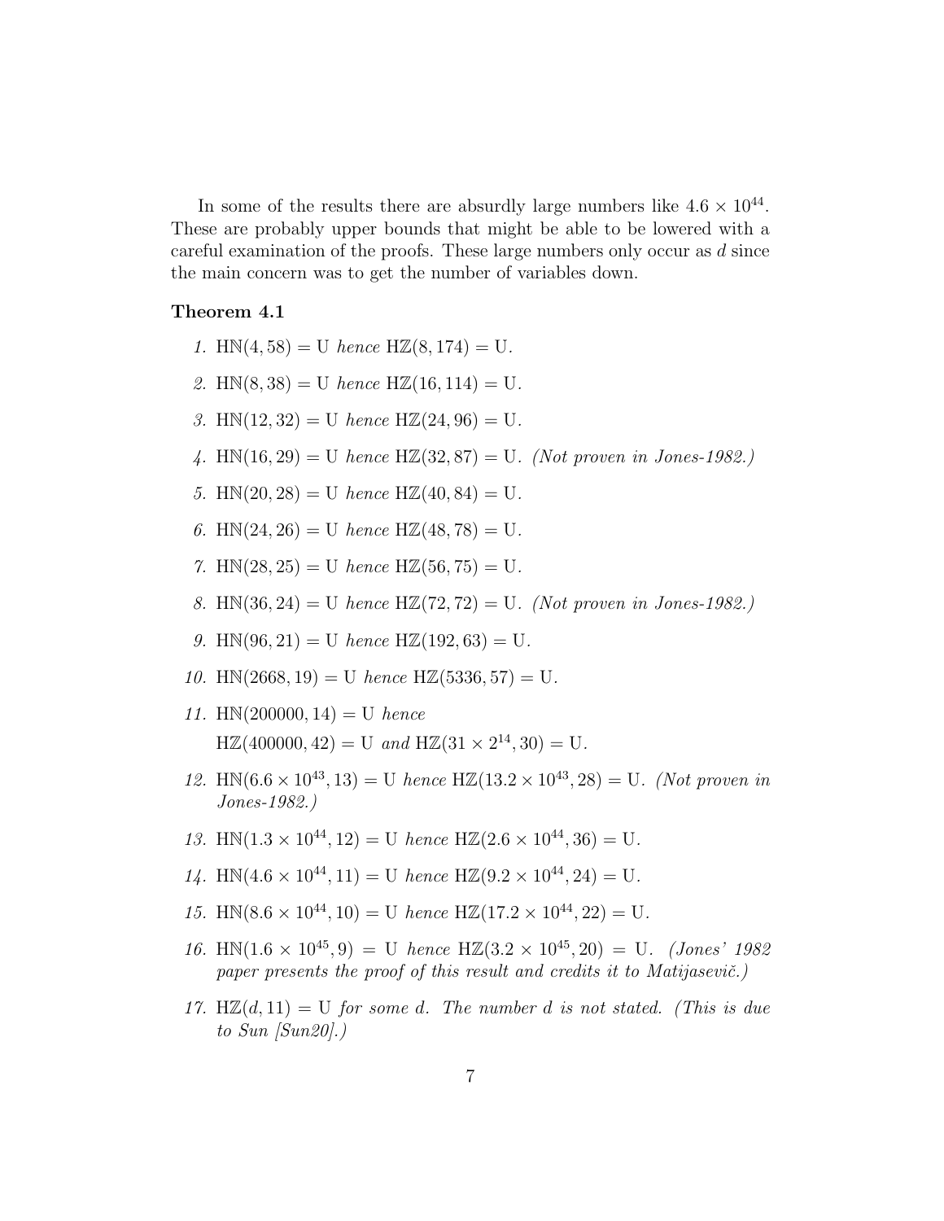In some of the results there are absurdly large numbers like $4.6 \times 10^{44}$. These are probably upper bounds that might be able to be lowered with a careful examination of the proofs. These large numbers only occur as $d$ since the main concern was to get the number of variables down.

**Theorem 4.1**

1. $\mathrm{H}\mathbb{N}(4, 58) = \mathrm{U}$ *hence* $\mathrm{H}\mathbb{Z}(8, 174) = \mathrm{U}$.
2. $\mathrm{H}\mathbb{N}(8, 38) = \mathrm{U}$ *hence* $\mathrm{H}\mathbb{Z}(16, 114) = \mathrm{U}$.
3. $\mathrm{H}\mathbb{N}(12, 32) = \mathrm{U}$ *hence* $\mathrm{H}\mathbb{Z}(24, 96) = \mathrm{U}$.
4. $\mathrm{H}\mathbb{N}(16, 29) = \mathrm{U}$ *hence* $\mathrm{H}\mathbb{Z}(32, 87) = \mathrm{U}$. *(Not proven in Jones-1982.)*
5. $\mathrm{H}\mathbb{N}(20, 28) = \mathrm{U}$ *hence* $\mathrm{H}\mathbb{Z}(40, 84) = \mathrm{U}$.
6. $\mathrm{H}\mathbb{N}(24, 26) = \mathrm{U}$ *hence* $\mathrm{H}\mathbb{Z}(48, 78) = \mathrm{U}$.
7. $\mathrm{H}\mathbb{N}(28, 25) = \mathrm{U}$ *hence* $\mathrm{H}\mathbb{Z}(56, 75) = \mathrm{U}$.
8. $\mathrm{H}\mathbb{N}(36, 24) = \mathrm{U}$ *hence* $\mathrm{H}\mathbb{Z}(72, 72) = \mathrm{U}$. *(Not proven in Jones-1982.)*
9. $\mathrm{H}\mathbb{N}(96, 21) = \mathrm{U}$ *hence* $\mathrm{H}\mathbb{Z}(192, 63) = \mathrm{U}$.
10. $\mathrm{H}\mathbb{N}(2668, 19) = \mathrm{U}$ *hence* $\mathrm{H}\mathbb{Z}(5336, 57) = \mathrm{U}$.
11. $\mathrm{H}\mathbb{N}(200000, 14) = \mathrm{U}$ *hence*
    $\mathrm{H}\mathbb{Z}(400000, 42) = \mathrm{U}$ *and* $\mathrm{H}\mathbb{Z}(31 \times 2^{14}, 30) = \mathrm{U}$.
12. $\mathrm{H}\mathbb{N}(6.6 \times 10^{43}, 13) = \mathrm{U}$ *hence* $\mathrm{H}\mathbb{Z}(13.2 \times 10^{43}, 28) = \mathrm{U}$. *(Not proven in Jones-1982.)*
13. $\mathrm{H}\mathbb{N}(1.3 \times 10^{44}, 12) = \mathrm{U}$ *hence* $\mathrm{H}\mathbb{Z}(2.6 \times 10^{44}, 36) = \mathrm{U}$.
14. $\mathrm{H}\mathbb{N}(4.6 \times 10^{44}, 11) = \mathrm{U}$ *hence* $\mathrm{H}\mathbb{Z}(9.2 \times 10^{44}, 24) = \mathrm{U}$.
15. $\mathrm{H}\mathbb{N}(8.6 \times 10^{44}, 10) = \mathrm{U}$ *hence* $\mathrm{H}\mathbb{Z}(17.2 \times 10^{44}, 22) = \mathrm{U}$.
16. $\mathrm{H}\mathbb{N}(1.6 \times 10^{45}, 9) = \mathrm{U}$ *hence* $\mathrm{H}\mathbb{Z}(3.2 \times 10^{45}, 20) = \mathrm{U}$. *(Jones' 1982 paper presents the proof of this result and credits it to Matijasevič.)*
17. $\mathrm{H}\mathbb{Z}(d, 11) = \mathrm{U}$ *for some $d$. The number $d$ is not stated. (This is due to Sun [Sun20].)*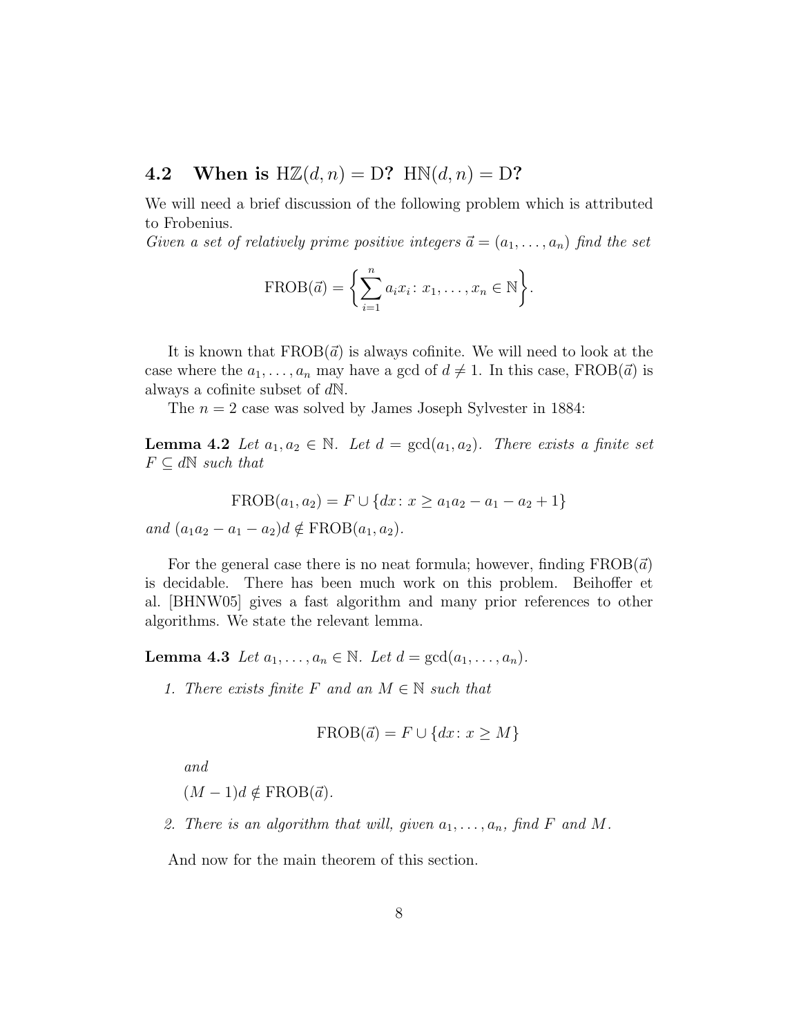### 4.2 When is $\mathrm{H}\mathbb{Z}(d,n) = \mathrm{D}$? $\mathrm{H}\mathbb{N}(d,n) = \mathrm{D}$?

We will need a brief discussion of the following problem which is attributed to Frobenius.

*Given a set of relatively prime positive integers $\vec{a} = (a_1, \ldots, a_n)$ find the set*

$$\mathrm{FROB}(\vec{a}) = \left\{ \sum_{i=1}^{n} a_i x_i \colon x_1, \ldots, x_n \in \mathbb{N} \right\}.$$

It is known that $\mathrm{FROB}(\vec{a})$ is always cofinite. We will need to look at the case where the $a_1, \ldots, a_n$ may have a gcd of $d \neq 1$. In this case, $\mathrm{FROB}(\vec{a})$ is always a cofinite subset of $d\mathbb{N}$.

The $n = 2$ case was solved by James Joseph Sylvester in 1884:

**Lemma 4.2** *Let $a_1, a_2 \in \mathbb{N}$. Let $d = \gcd(a_1, a_2)$. There exists a finite set $F \subseteq d\mathbb{N}$ such that*

$$\mathrm{FROB}(a_1, a_2) = F \cup \{dx \colon x \geq a_1 a_2 - a_1 - a_2 + 1\}$$

*and $(a_1 a_2 - a_1 - a_2)d \notin \mathrm{FROB}(a_1, a_2)$.*

For the general case there is no neat formula; however, finding $\mathrm{FROB}(\vec{a})$ is decidable. There has been much work on this problem. Beihoffer et al. [BHNW05] gives a fast algorithm and many prior references to other algorithms. We state the relevant lemma.

**Lemma 4.3** *Let $a_1, \ldots, a_n \in \mathbb{N}$. Let $d = \gcd(a_1, \ldots, a_n)$.*

1. *There exists finite $F$ and an $M \in \mathbb{N}$ such that*

   $$\mathrm{FROB}(\vec{a}) = F \cup \{dx \colon x \geq M\}$$

   *and*

   $(M-1)d \notin \mathrm{FROB}(\vec{a})$.

2. *There is an algorithm that will, given $a_1, \ldots, a_n$, find $F$ and $M$.*

And now for the main theorem of this section.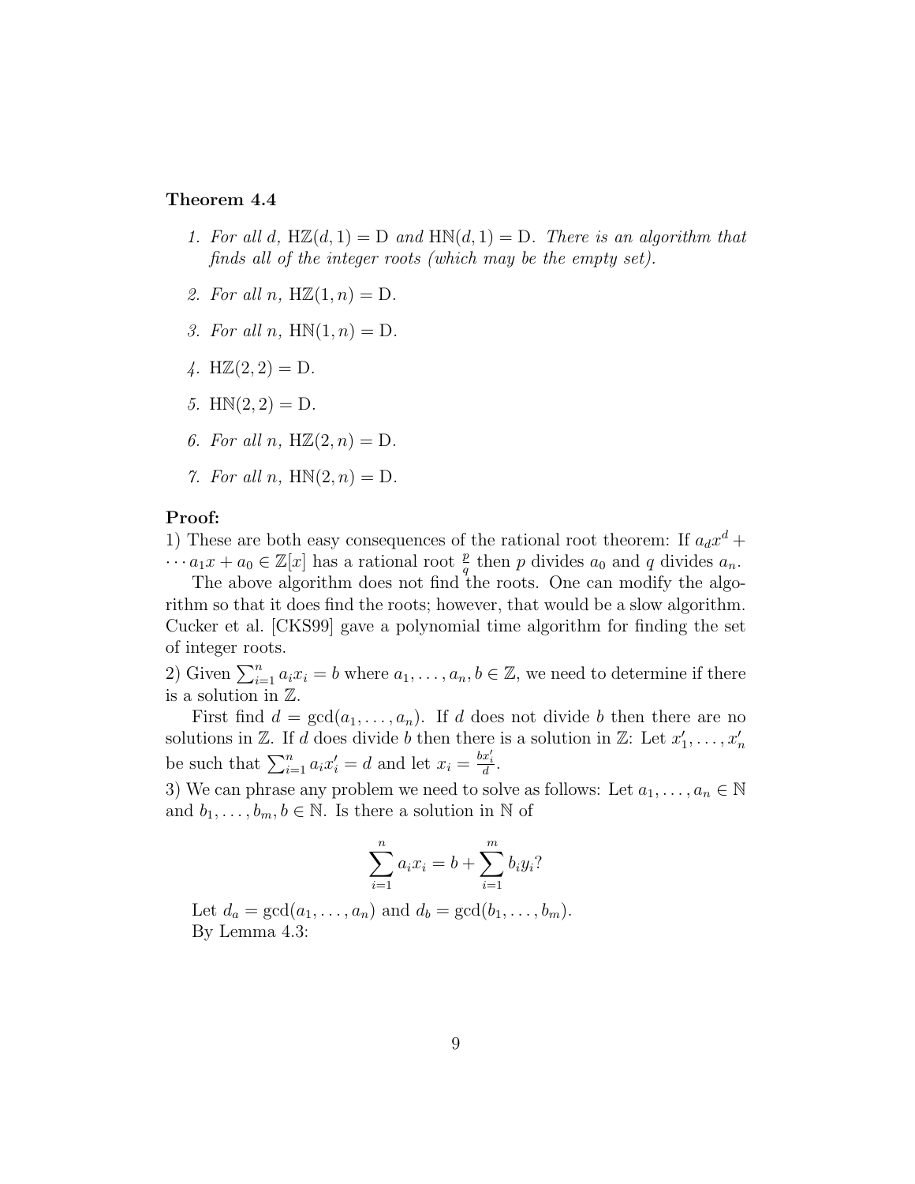**Theorem 4.4**

1. *For all $d$, $\mathrm{H}\mathbb{Z}(d,1) = \mathrm{D}$ and $\mathrm{H}\mathbb{N}(d,1) = \mathrm{D}$. There is an algorithm that finds all of the integer roots (which may be the empty set).*
2. *For all $n$, $\mathrm{H}\mathbb{Z}(1,n) = \mathrm{D}$.*
3. *For all $n$, $\mathrm{H}\mathbb{N}(1,n) = \mathrm{D}$.*
4. *$\mathrm{H}\mathbb{Z}(2,2) = \mathrm{D}$.*
5. *$\mathrm{H}\mathbb{N}(2,2) = \mathrm{D}$.*
6. *For all $n$, $\mathrm{H}\mathbb{Z}(2,n) = \mathrm{D}$.*
7. *For all $n$, $\mathrm{H}\mathbb{N}(2,n) = \mathrm{D}$.*

**Proof:**
1) These are both easy consequences of the rational root theorem: If $a_d x^d + \cdots a_1 x + a_0 \in \mathbb{Z}[x]$ has a rational root $\frac{p}{q}$ then $p$ divides $a_0$ and $q$ divides $a_n$.

The above algorithm does not find the roots. One can modify the algorithm so that it does find the roots; however, that would be a slow algorithm. Cucker et al. [CKS99] gave a polynomial time algorithm for finding the set of integer roots.

2) Given $\sum_{i=1}^{n} a_i x_i = b$ where $a_1, \ldots, a_n, b \in \mathbb{Z}$, we need to determine if there is a solution in $\mathbb{Z}$.

First find $d = \gcd(a_1, \ldots, a_n)$. If $d$ does not divide $b$ then there are no solutions in $\mathbb{Z}$. If $d$ does divide $b$ then there is a solution in $\mathbb{Z}$: Let $x_1', \ldots, x_n'$ be such that $\sum_{i=1}^{n} a_i x_i' = d$ and let $x_i = \frac{b x_i'}{d}$.

3) We can phrase any problem we need to solve as follows: Let $a_1, \ldots, a_n \in \mathbb{N}$ and $b_1, \ldots, b_m, b \in \mathbb{N}$. Is there a solution in $\mathbb{N}$ of

$$\sum_{i=1}^{n} a_i x_i = b + \sum_{i=1}^{m} b_i y_i?$$

Let $d_a = \gcd(a_1, \ldots, a_n)$ and $d_b = \gcd(b_1, \ldots, b_m)$.

By Lemma 4.3: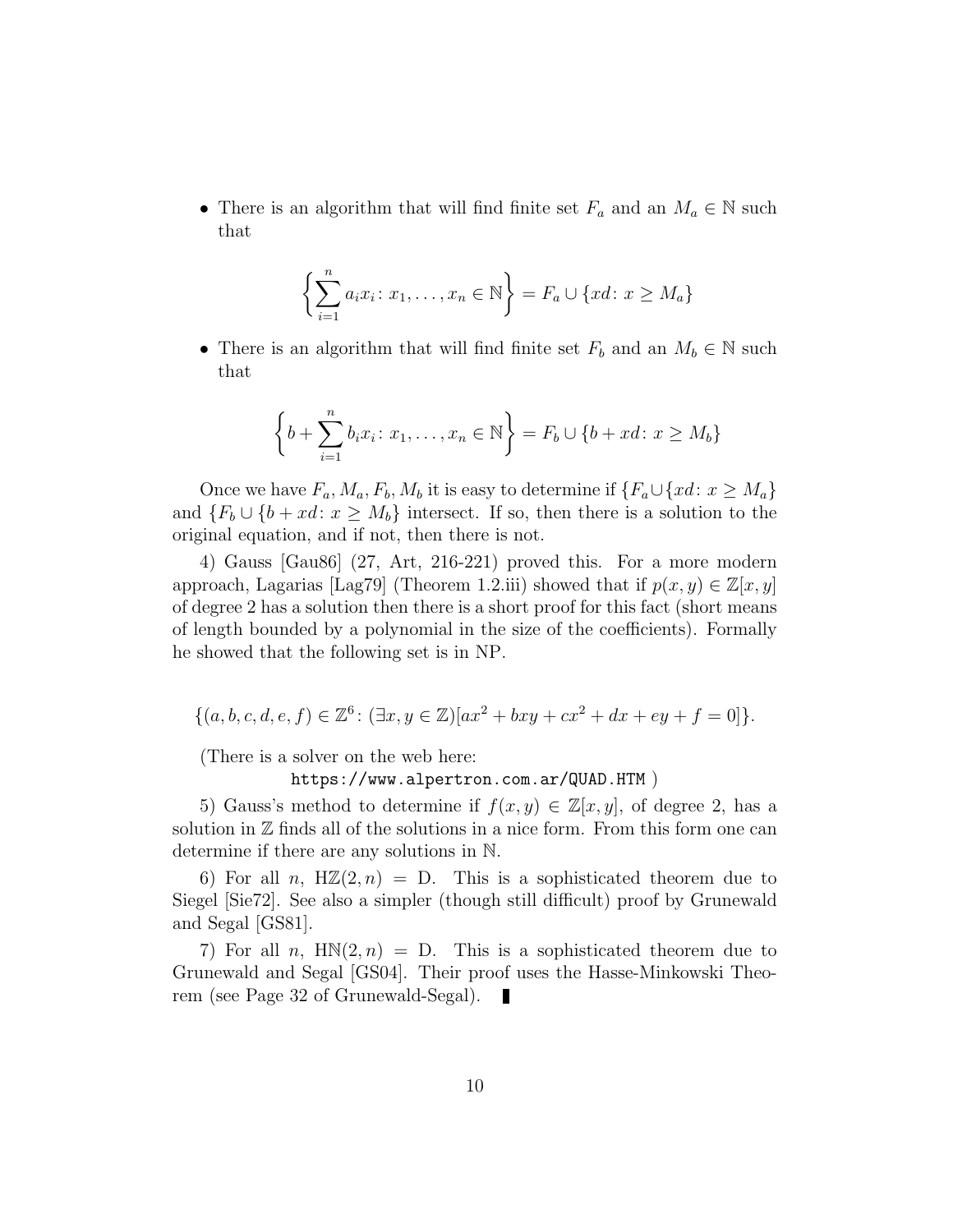- There is an algorithm that will find finite set $F_a$ and an $M_a \in \mathbb{N}$ such that

$$\left\{ \sum_{i=1}^{n} a_i x_i \colon x_1, \ldots, x_n \in \mathbb{N} \right\} = F_a \cup \{xd \colon x \geq M_a\}$$

- There is an algorithm that will find finite set $F_b$ and an $M_b \in \mathbb{N}$ such that

$$\left\{ b + \sum_{i=1}^{n} b_i x_i \colon x_1, \ldots, x_n \in \mathbb{N} \right\} = F_b \cup \{b + xd \colon x \geq M_b\}$$

Once we have $F_a, M_a, F_b, M_b$ it is easy to determine if $\{F_a \cup \{xd \colon x \geq M_a\}$ and $\{F_b \cup \{b + xd \colon x \geq M_b\}$ intersect. If so, then there is a solution to the original equation, and if not, then there is not.

4) Gauss [Gau86] (27, Art, 216-221) proved this. For a more modern approach, Lagarias [Lag79] (Theorem 1.2.iii) showed that if $p(x, y) \in \mathbb{Z}[x, y]$ of degree 2 has a solution then there is a short proof for this fact (short means of length bounded by a polynomial in the size of the coefficients). Formally he showed that the following set is in NP.

$$\{(a, b, c, d, e, f) \in \mathbb{Z}^6 \colon (\exists x, y \in \mathbb{Z})[ax^2 + bxy + cx^2 + dx + ey + f = 0]\}.$$

(There is a solver on the web here:
https://www.alpertron.com.ar/QUAD.HTM )

5) Gauss's method to determine if $f(x, y) \in \mathbb{Z}[x, y]$, of degree 2, has a solution in $\mathbb{Z}$ finds all of the solutions in a nice form. From this form one can determine if there are any solutions in $\mathbb{N}$.

6) For all $n$, $\mathrm{H}\mathbb{Z}(2, n) = \mathrm{D}$. This is a sophisticated theorem due to Siegel [Sie72]. See also a simpler (though still difficult) proof by Grunewald and Segal [GS81].

7) For all $n$, $\mathrm{H}\mathbb{N}(2, n) = \mathrm{D}$. This is a sophisticated theorem due to Grunewald and Segal [GS04]. Their proof uses the Hasse-Minkowski Theorem (see Page 32 of Grunewald-Segal). ∎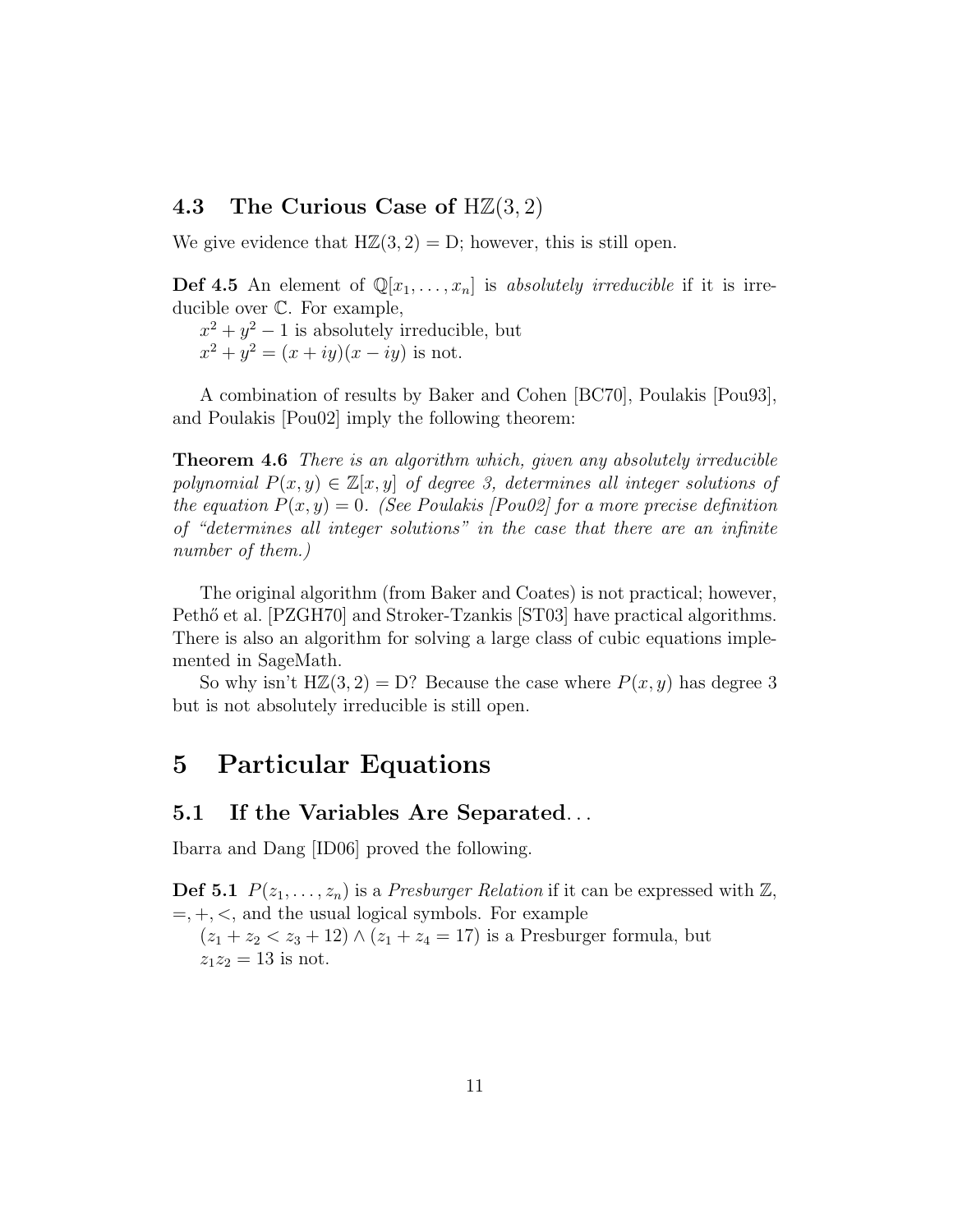### 4.3 The Curious Case of $\mathrm{H}\mathbb{Z}(3,2)$

We give evidence that $\mathrm{H}\mathbb{Z}(3,2) = \mathrm{D}$; however, this is still open.

**Def 4.5** An element of $\mathbb{Q}[x_1, \ldots, x_n]$ is *absolutely irreducible* if it is irreducible over $\mathbb{C}$. For example,
$x^2 + y^2 - 1$ is absolutely irreducible, but
$x^2 + y^2 = (x + iy)(x - iy)$ is not.

A combination of results by Baker and Cohen [BC70], Poulakis [Pou93], and Poulakis [Pou02] imply the following theorem:

**Theorem 4.6** *There is an algorithm which, given any absolutely irreducible polynomial $P(x, y) \in \mathbb{Z}[x, y]$ of degree 3, determines all integer solutions of the equation $P(x, y) = 0$. (See Poulakis [Pou02] for a more precise definition of "determines all integer solutions" in the case that there are an infinite number of them.)*

The original algorithm (from Baker and Coates) is not practical; however, Pethő et al. [PZGH70] and Stroker-Tzankis [ST03] have practical algorithms. There is also an algorithm for solving a large class of cubic equations implemented in SageMath.

So why isn't $\mathrm{H}\mathbb{Z}(3,2) = \mathrm{D}$? Because the case where $P(x, y)$ has degree 3 but is not absolutely irreducible is still open.

## 5 Particular Equations

### 5.1 If the Variables Are Separated...

Ibarra and Dang [ID06] proved the following.

**Def 5.1** $P(z_1, \ldots, z_n)$ is a *Presburger Relation* if it can be expressed with $\mathbb{Z}$, $=, +, <$, and the usual logical symbols. For example
$(z_1 + z_2 < z_3 + 12) \wedge (z_1 + z_4 = 17)$ is a Presburger formula, but
$z_1 z_2 = 13$ is not.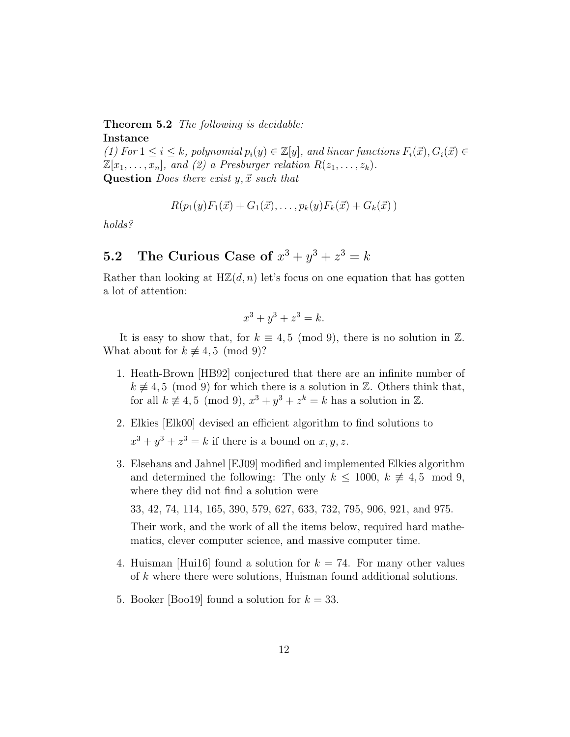**Theorem 5.2** *The following is decidable:*
**Instance**
*(1) For $1 \le i \le k$, polynomial $p_i(y) \in \mathbb{Z}[y]$, and linear functions $F_i(\vec{x}), G_i(\vec{x}) \in \mathbb{Z}[x_1, \ldots, x_n]$, and (2) a Presburger relation $R(z_1, \ldots, z_k)$.*
**Question** *Does there exist $y, \vec{x}$ such that*

$$R(p_1(y)F_1(\vec{x}) + G_1(\vec{x}), \ldots, p_k(y)F_k(\vec{x}) + G_k(\vec{x}))$$

*holds?*

## 5.2 The Curious Case of $x^3 + y^3 + z^3 = k$

Rather than looking at $\mathrm{H}\mathbb{Z}(d, n)$ let's focus on one equation that has gotten a lot of attention:

$$x^3 + y^3 + z^3 = k.$$

It is easy to show that, for $k \equiv 4, 5 \pmod 9$, there is no solution in $\mathbb{Z}$. What about for $k \not\equiv 4, 5 \pmod 9$?

1. Heath-Brown [HB92] conjectured that there are an infinite number of $k \not\equiv 4, 5 \pmod 9$ for which there is a solution in $\mathbb{Z}$. Others think that, for all $k \not\equiv 4, 5 \pmod 9$, $x^3 + y^3 + z^k = k$ has a solution in $\mathbb{Z}$.

2. Elkies [Elk00] devised an efficient algorithm to find solutions to

   $x^3 + y^3 + z^3 = k$ if there is a bound on $x, y, z$.

3. Elsehans and Jahnel [EJ09] modified and implemented Elkies algorithm and determined the following: The only $k \le 1000$, $k \not\equiv 4, 5 \mod 9$, where they did not find a solution were

   33, 42, 74, 114, 165, 390, 579, 627, 633, 732, 795, 906, 921, and 975.

   Their work, and the work of all the items below, required hard mathematics, clever computer science, and massive computer time.

4. Huisman [Hui16] found a solution for $k = 74$. For many other values of $k$ where there were solutions, Huisman found additional solutions.

5. Booker [Boo19] found a solution for $k = 33$.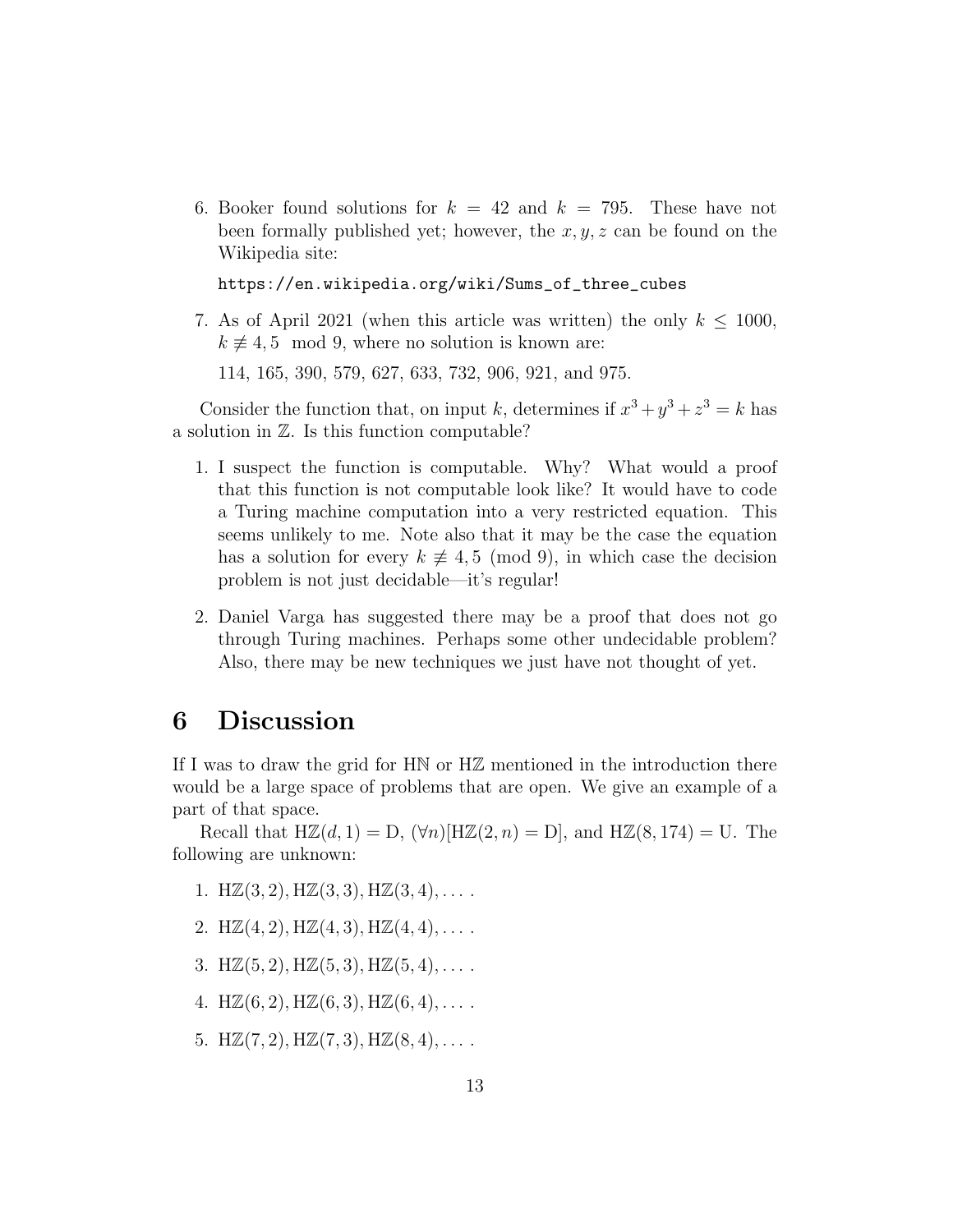6. Booker found solutions for $k = 42$ and $k = 795$. These have not been formally published yet; however, the $x, y, z$ can be found on the Wikipedia site:

   `https://en.wikipedia.org/wiki/Sums_of_three_cubes`

7. As of April 2021 (when this article was written) the only $k \leq 1000$, $k \not\equiv 4, 5 \pmod 9$, where no solution is known are:

   114, 165, 390, 579, 627, 633, 732, 906, 921, and 975.

Consider the function that, on input $k$, determines if $x^3 + y^3 + z^3 = k$ has a solution in $\mathbb{Z}$. Is this function computable?

1. I suspect the function is computable. Why? What would a proof that this function is not computable look like? It would have to code a Turing machine computation into a very restricted equation. This seems unlikely to me. Note also that it may be the case the equation has a solution for every $k \not\equiv 4, 5 \pmod 9$, in which case the decision problem is not just decidable—it's regular!

2. Daniel Varga has suggested there may be a proof that does not go through Turing machines. Perhaps some other undecidable problem? Also, there may be new techniques we just have not thought of yet.

# 6 Discussion

If I was to draw the grid for H$\mathbb{N}$ or H$\mathbb{Z}$ mentioned in the introduction there would be a large space of problems that are open. We give an example of a part of that space.

Recall that $\text{H}\mathbb{Z}(d, 1) = \text{D}$, $(\forall n)[\text{H}\mathbb{Z}(2, n) = \text{D}]$, and $\text{H}\mathbb{Z}(8, 174) = \text{U}$. The following are unknown:

1. $\text{H}\mathbb{Z}(3, 2), \text{H}\mathbb{Z}(3, 3), \text{H}\mathbb{Z}(3, 4), \ldots$ .

2. $\text{H}\mathbb{Z}(4, 2), \text{H}\mathbb{Z}(4, 3), \text{H}\mathbb{Z}(4, 4), \ldots$ .

3. $\text{H}\mathbb{Z}(5, 2), \text{H}\mathbb{Z}(5, 3), \text{H}\mathbb{Z}(5, 4), \ldots$ .

4. $\text{H}\mathbb{Z}(6, 2), \text{H}\mathbb{Z}(6, 3), \text{H}\mathbb{Z}(6, 4), \ldots$ .

5. $\text{H}\mathbb{Z}(7, 2), \text{H}\mathbb{Z}(7, 3), \text{H}\mathbb{Z}(8, 4), \ldots$ .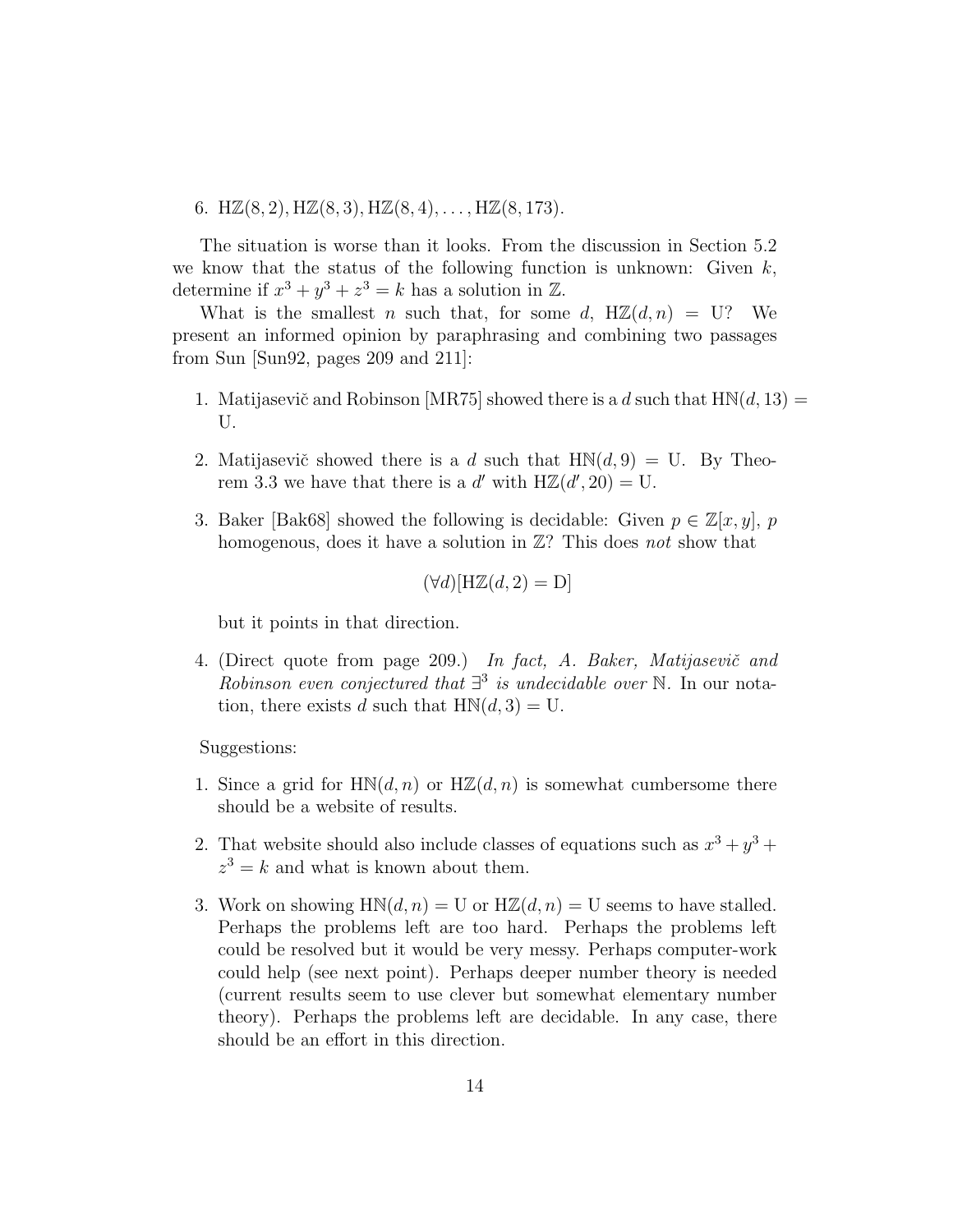6. $\mathrm{H}\mathbb{Z}(8,2), \mathrm{H}\mathbb{Z}(8,3), \mathrm{H}\mathbb{Z}(8,4), \ldots, \mathrm{H}\mathbb{Z}(8,173)$.

The situation is worse than it looks. From the discussion in Section 5.2 we know that the status of the following function is unknown: Given $k$, determine if $x^3 + y^3 + z^3 = k$ has a solution in $\mathbb{Z}$.

What is the smallest $n$ such that, for some $d$, $\mathrm{H}\mathbb{Z}(d,n) = \mathrm{U}$? We present an informed opinion by paraphrasing and combining two passages from Sun [Sun92, pages 209 and 211]:

1. Matijasevič and Robinson [MR75] showed there is a $d$ such that $\mathrm{H}\mathbb{N}(d,13) = \mathrm{U}$.
2. Matijasevič showed there is a $d$ such that $\mathrm{H}\mathbb{N}(d,9) = \mathrm{U}$. By Theorem 3.3 we have that there is a $d'$ with $\mathrm{H}\mathbb{Z}(d',20) = \mathrm{U}$.
3. Baker [Bak68] showed the following is decidable: Given $p \in \mathbb{Z}[x,y]$, $p$ homogenous, does it have a solution in $\mathbb{Z}$? This does *not* show that

$$(\forall d)[\mathrm{H}\mathbb{Z}(d,2) = \mathrm{D}]$$

but it points in that direction.

4. (Direct quote from page 209.) *In fact, A. Baker, Matijasevič and Robinson even conjectured that* $\exists^3$ *is undecidable over* $\mathbb{N}$. In our notation, there exists $d$ such that $\mathrm{H}\mathbb{N}(d,3) = \mathrm{U}$.

Suggestions:

1. Since a grid for $\mathrm{H}\mathbb{N}(d,n)$ or $\mathrm{H}\mathbb{Z}(d,n)$ is somewhat cumbersome there should be a website of results.
2. That website should also include classes of equations such as $x^3 + y^3 + z^3 = k$ and what is known about them.
3. Work on showing $\mathrm{H}\mathbb{N}(d,n) = \mathrm{U}$ or $\mathrm{H}\mathbb{Z}(d,n) = \mathrm{U}$ seems to have stalled. Perhaps the problems left are too hard. Perhaps the problems left could be resolved but it would be very messy. Perhaps computer-work could help (see next point). Perhaps deeper number theory is needed (current results seem to use clever but somewhat elementary number theory). Perhaps the problems left are decidable. In any case, there should be an effort in this direction.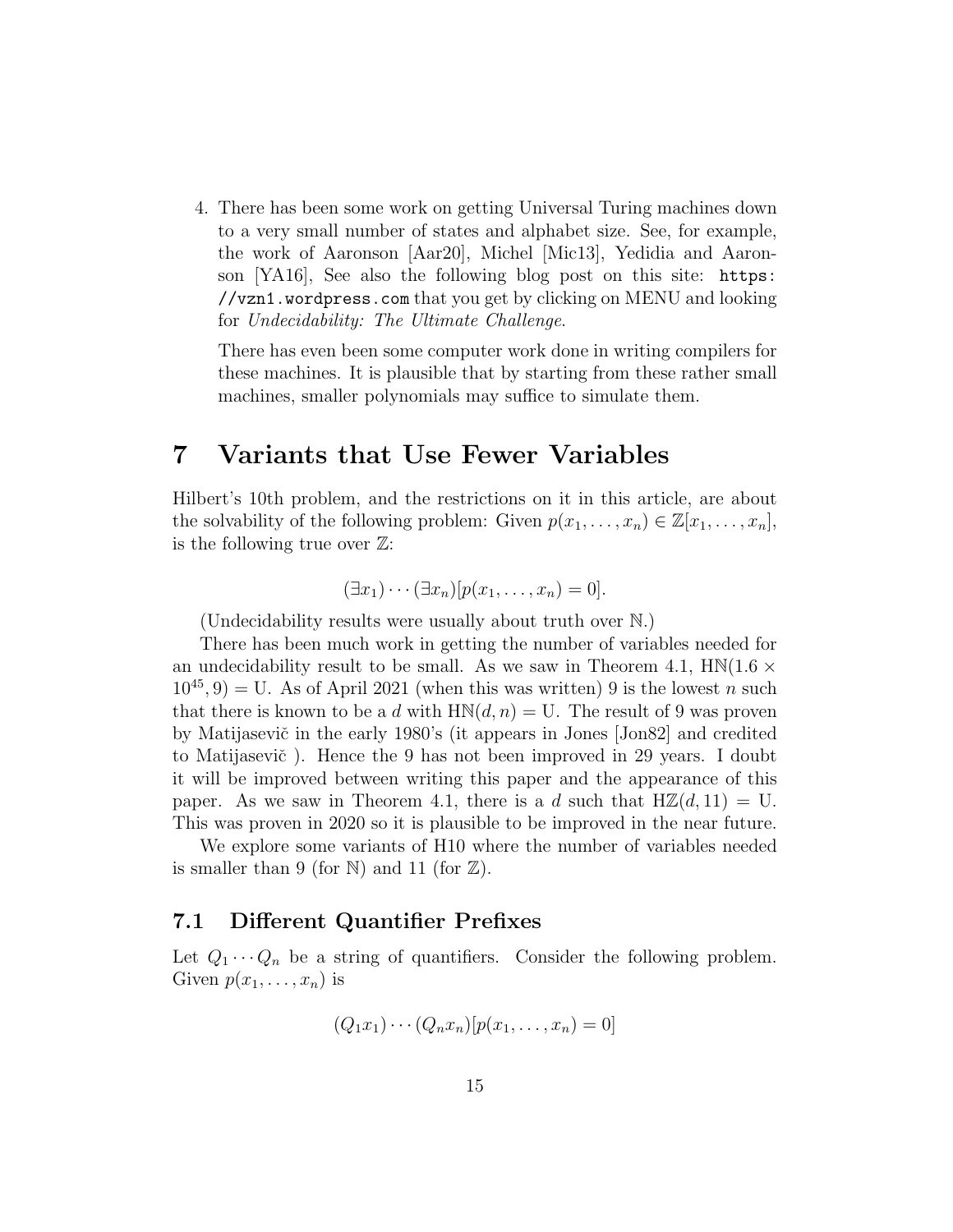4. There has been some work on getting Universal Turing machines down to a very small number of states and alphabet size. See, for example, the work of Aaronson [Aar20], Michel [Mic13], Yedidia and Aaronson [YA16], See also the following blog post on this site: `https://vzn1.wordpress.com` that you get by clicking on MENU and looking for *Undecidability: The Ultimate Challenge*.

   There has even been some computer work done in writing compilers for these machines. It is plausible that by starting from these rather small machines, smaller polynomials may suffice to simulate them.

# 7 Variants that Use Fewer Variables

Hilbert's 10th problem, and the restrictions on it in this article, are about the solvability of the following problem: Given $p(x_1, \ldots, x_n) \in \mathbb{Z}[x_1, \ldots, x_n]$, is the following true over $\mathbb{Z}$:

$$(\exists x_1) \cdots (\exists x_n)[p(x_1, \ldots, x_n) = 0].$$

(Undecidability results were usually about truth over $\mathbb{N}$.)

There has been much work in getting the number of variables needed for an undecidability result to be small. As we saw in Theorem 4.1, $\mathrm{H}\mathbb{N}(1.6 \times 10^{45}, 9) = \mathrm{U}$. As of April 2021 (when this was written) 9 is the lowest $n$ such that there is known to be a $d$ with $\mathrm{H}\mathbb{N}(d, n) = \mathrm{U}$. The result of 9 was proven by Matijasevič in the early 1980's (it appears in Jones [Jon82] and credited to Matijasevič ). Hence the 9 has not been improved in 29 years. I doubt it will be improved between writing this paper and the appearance of this paper. As we saw in Theorem 4.1, there is a $d$ such that $\mathrm{H}\mathbb{Z}(d, 11) = \mathrm{U}$. This was proven in 2020 so it is plausible to be improved in the near future.

We explore some variants of H10 where the number of variables needed is smaller than 9 (for $\mathbb{N}$) and 11 (for $\mathbb{Z}$).

## 7.1 Different Quantifier Prefixes

Let $Q_1 \cdots Q_n$ be a string of quantifiers. Consider the following problem. Given $p(x_1, \ldots, x_n)$ is

$$(Q_1 x_1) \cdots (Q_n x_n)[p(x_1, \ldots, x_n) = 0]$$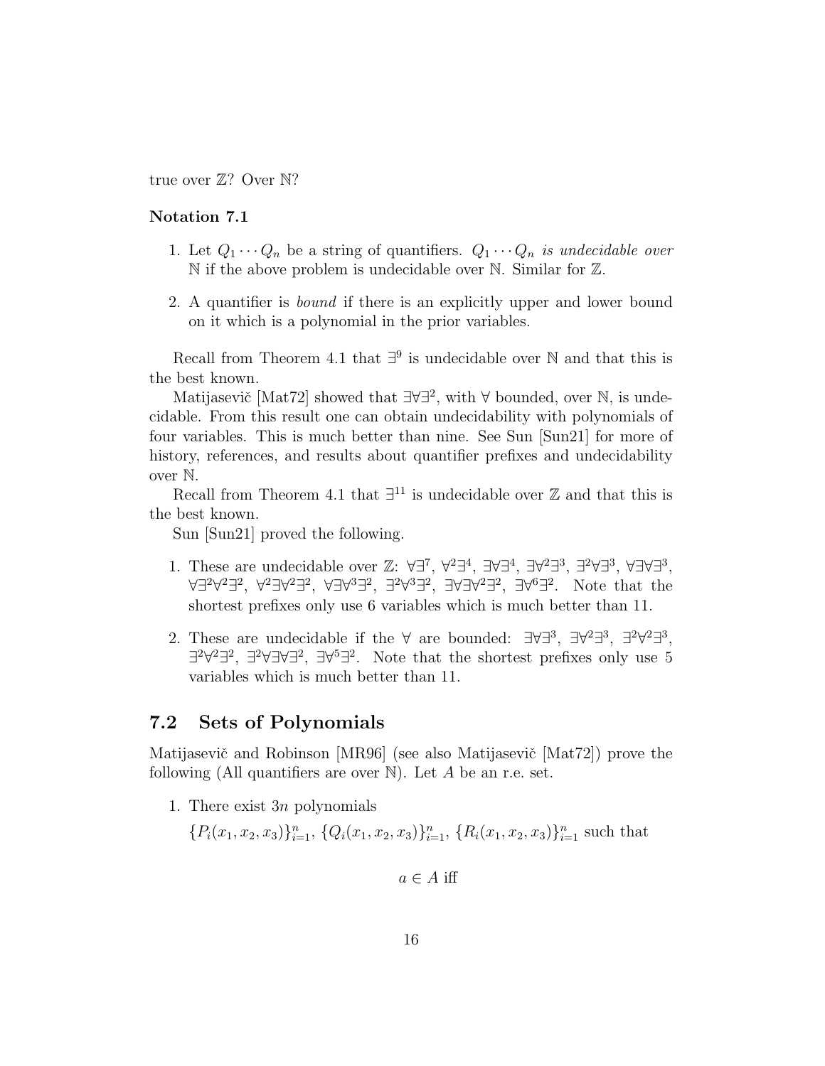true over $\mathbb{Z}$? Over $\mathbb{N}$?

**Notation 7.1**

1. Let $Q_1 \cdots Q_n$ be a string of quantifiers. $Q_1 \cdots Q_n$ *is undecidable over* $\mathbb{N}$ if the above problem is undecidable over $\mathbb{N}$. Similar for $\mathbb{Z}$.

2. A quantifier is *bound* if there is an explicitly upper and lower bound on it which is a polynomial in the prior variables.

Recall from Theorem 4.1 that $\exists^9$ is undecidable over $\mathbb{N}$ and that this is the best known.

Matijasevič [Mat72] showed that $\exists\forall\exists^2$, with $\forall$ bounded, over $\mathbb{N}$, is undecidable. From this result one can obtain undecidability with polynomials of four variables. This is much better than nine. See Sun [Sun21] for more of history, references, and results about quantifier prefixes and undecidability over $\mathbb{N}$.

Recall from Theorem 4.1 that $\exists^{11}$ is undecidable over $\mathbb{Z}$ and that this is the best known.

Sun [Sun21] proved the following.

1. These are undecidable over $\mathbb{Z}$: $\forall\exists^7$, $\forall^2\exists^4$, $\exists\forall\exists^4$, $\exists\forall^2\exists^3$, $\exists^2\forall\exists^3$, $\forall\exists\forall\exists^3$, $\forall\exists^2\forall^2\exists^2$, $\forall^2\exists\forall^2\exists^2$, $\forall\exists\forall^3\exists^2$, $\exists^2\forall^3\exists^2$, $\exists\forall\exists\forall^2\exists^2$, $\exists\forall^6\exists^2$. Note that the shortest prefixes only use 6 variables which is much better than 11.

2. These are undecidable if the $\forall$ are bounded: $\exists\forall\exists^3$, $\exists\forall^2\exists^3$, $\exists^2\forall^2\exists^3$, $\exists^2\forall^2\exists^2$, $\exists^2\forall\exists\forall\exists^2$, $\exists\forall^5\exists^2$. Note that the shortest prefixes only use 5 variables which is much better than 11.

## 7.2 Sets of Polynomials

Matijasevič and Robinson [MR96] (see also Matijasevič [Mat72]) prove the following (All quantifiers are over $\mathbb{N}$). Let $A$ be an r.e. set.

1. There exist $3n$ polynomials
   $\{P_i(x_1, x_2, x_3)\}_{i=1}^n$, $\{Q_i(x_1, x_2, x_3)\}_{i=1}^n$, $\{R_i(x_1, x_2, x_3)\}_{i=1}^n$ such that

$$a \in A \text{ iff}$$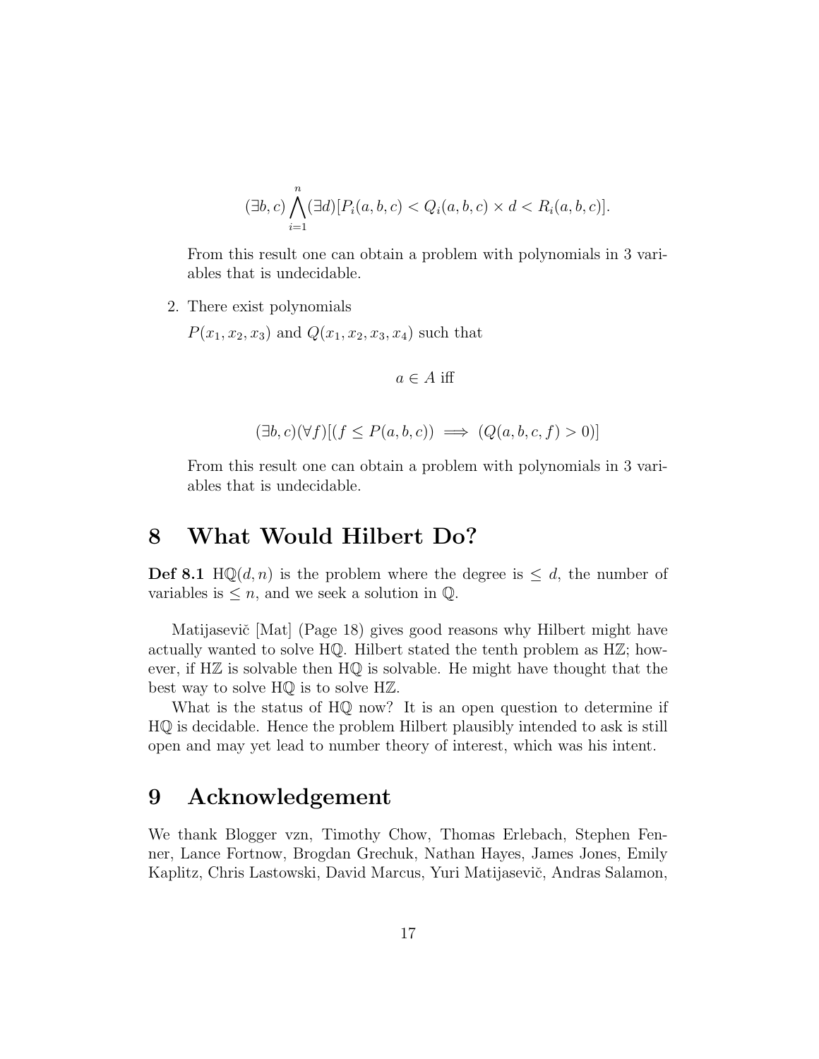$$(\exists b, c) \bigwedge_{i=1}^{n} (\exists d)[P_i(a,b,c) < Q_i(a,b,c) \times d < R_i(a,b,c)].$$

From this result one can obtain a problem with polynomials in 3 variables that is undecidable.

2. There exist polynomials

   $P(x_1, x_2, x_3)$ and $Q(x_1, x_2, x_3, x_4)$ such that

$$a \in A \text{ iff}$$

$$(\exists b, c)(\forall f)[(f \leq P(a,b,c)) \implies (Q(a,b,c,f) > 0)]$$

   From this result one can obtain a problem with polynomials in 3 variables that is undecidable.

# 8 What Would Hilbert Do?

**Def 8.1** H$\mathbb{Q}(d,n)$ is the problem where the degree is $\leq d$, the number of variables is $\leq n$, and we seek a solution in $\mathbb{Q}$.

Matijasevič [Mat] (Page 18) gives good reasons why Hilbert might have actually wanted to solve H$\mathbb{Q}$. Hilbert stated the tenth problem as H$\mathbb{Z}$; however, if H$\mathbb{Z}$ is solvable then H$\mathbb{Q}$ is solvable. He might have thought that the best way to solve H$\mathbb{Q}$ is to solve H$\mathbb{Z}$.

What is the status of H$\mathbb{Q}$ now? It is an open question to determine if H$\mathbb{Q}$ is decidable. Hence the problem Hilbert plausibly intended to ask is still open and may yet lead to number theory of interest, which was his intent.

# 9 Acknowledgement

We thank Blogger vzn, Timothy Chow, Thomas Erlebach, Stephen Fenner, Lance Fortnow, Brogdan Grechuk, Nathan Hayes, James Jones, Emily Kaplitz, Chris Lastowski, David Marcus, Yuri Matijasevič, Andras Salamon,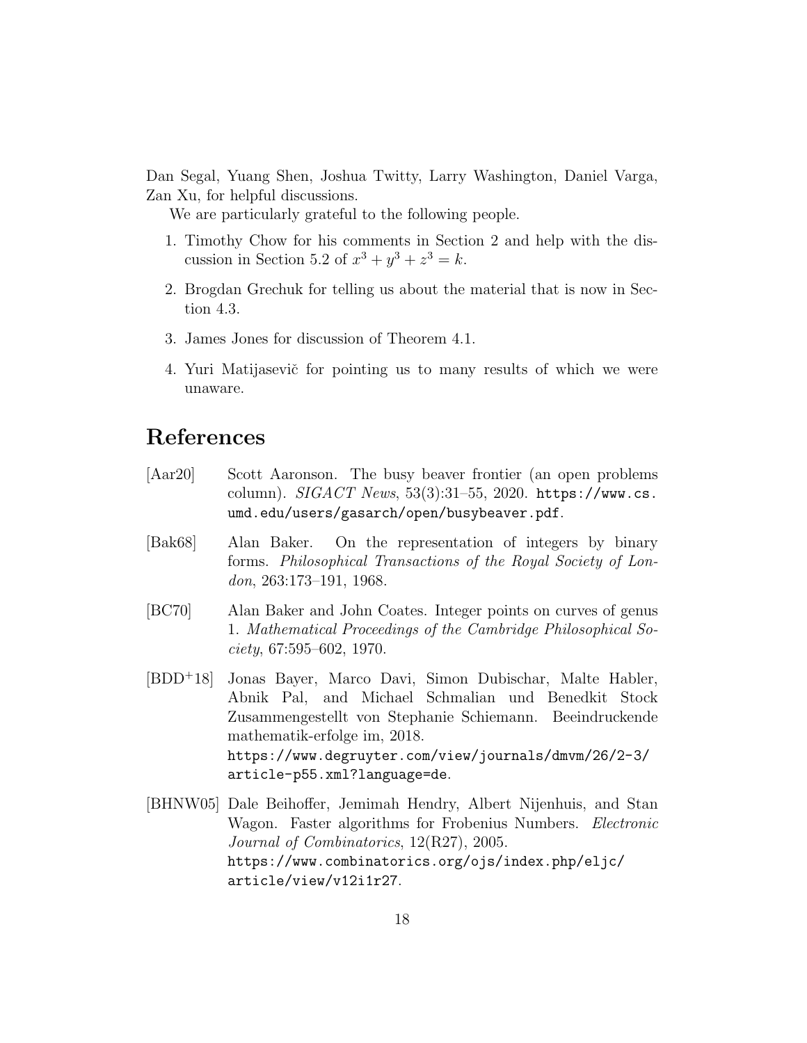Dan Segal, Yuang Shen, Joshua Twitty, Larry Washington, Daniel Varga, Zan Xu, for helpful discussions.

We are particularly grateful to the following people.

1. Timothy Chow for his comments in Section 2 and help with the discussion in Section 5.2 of $x^3 + y^3 + z^3 = k$.
2. Brogdan Grechuk for telling us about the material that is now in Section 4.3.
3. James Jones for discussion of Theorem 4.1.
4. Yuri Matijasevič for pointing us to many results of which we were unaware.

# References

[Aar20] Scott Aaronson. The busy beaver frontier (an open problems column). *SIGACT News*, 53(3):31–55, 2020. https://www.cs.umd.edu/users/gasarch/open/busybeaver.pdf.

[Bak68] Alan Baker. On the representation of integers by binary forms. *Philosophical Transactions of the Royal Society of London*, 263:173–191, 1968.

[BC70] Alan Baker and John Coates. Integer points on curves of genus 1. *Mathematical Proceedings of the Cambridge Philosophical Society*, 67:595–602, 1970.

[BDD+18] Jonas Bayer, Marco Davi, Simon Dubischar, Malte Habler, Abnik Pal, and Michael Schmalian und Benedkit Stock Zusammengestellt von Stephanie Schiemann. Beeindruckende mathematik-erfolge im, 2018. https://www.degruyter.com/view/journals/dmvm/26/2-3/article-p55.xml?language=de.

[BHNW05] Dale Beihoffer, Jemimah Hendry, Albert Nijenhuis, and Stan Wagon. Faster algorithms for Frobenius Numbers. *Electronic Journal of Combinatorics*, 12(R27), 2005. https://www.combinatorics.org/ojs/index.php/eljc/article/view/v12i1r27.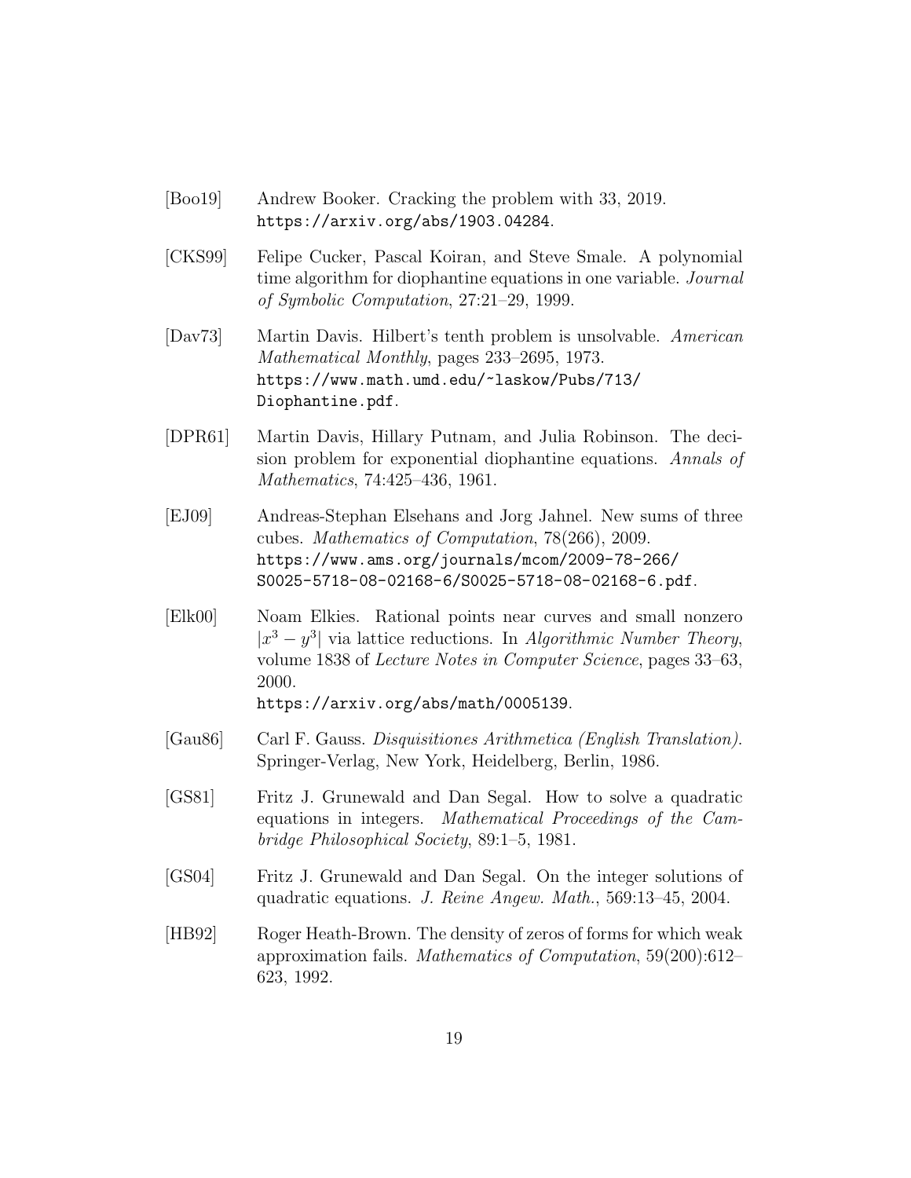[Boo19] Andrew Booker. Cracking the problem with 33, 2019. `https://arxiv.org/abs/1903.04284`.

[CKS99] Felipe Cucker, Pascal Koiran, and Steve Smale. A polynomial time algorithm for diophantine equations in one variable. *Journal of Symbolic Computation*, 27:21–29, 1999.

[Dav73] Martin Davis. Hilbert's tenth problem is unsolvable. *American Mathematical Monthly*, pages 233–2695, 1973. `https://www.math.umd.edu/~laskow/Pubs/713/Diophantine.pdf`.

[DPR61] Martin Davis, Hillary Putnam, and Julia Robinson. The decision problem for exponential diophantine equations. *Annals of Mathematics*, 74:425–436, 1961.

[EJ09] Andreas-Stephan Elsehans and Jorg Jahnel. New sums of three cubes. *Mathematics of Computation*, 78(266), 2009. `https://www.ams.org/journals/mcom/2009-78-266/S0025-5718-08-02168-6/S0025-5718-08-02168-6.pdf`.

[Elk00] Noam Elkies. Rational points near curves and small nonzero $|x^3 - y^3|$ via lattice reductions. In *Algorithmic Number Theory*, volume 1838 of *Lecture Notes in Computer Science*, pages 33–63, 2000. `https://arxiv.org/abs/math/0005139`.

[Gau86] Carl F. Gauss. *Disquisitiones Arithmetica (English Translation)*. Springer-Verlag, New York, Heidelberg, Berlin, 1986.

[GS81] Fritz J. Grunewald and Dan Segal. How to solve a quadratic equations in integers. *Mathematical Proceedings of the Cambridge Philosophical Society*, 89:1–5, 1981.

[GS04] Fritz J. Grunewald and Dan Segal. On the integer solutions of quadratic equations. *J. Reine Angew. Math.*, 569:13–45, 2004.

[HB92] Roger Heath-Brown. The density of zeros of forms for which weak approximation fails. *Mathematics of Computation*, 59(200):612–623, 1992.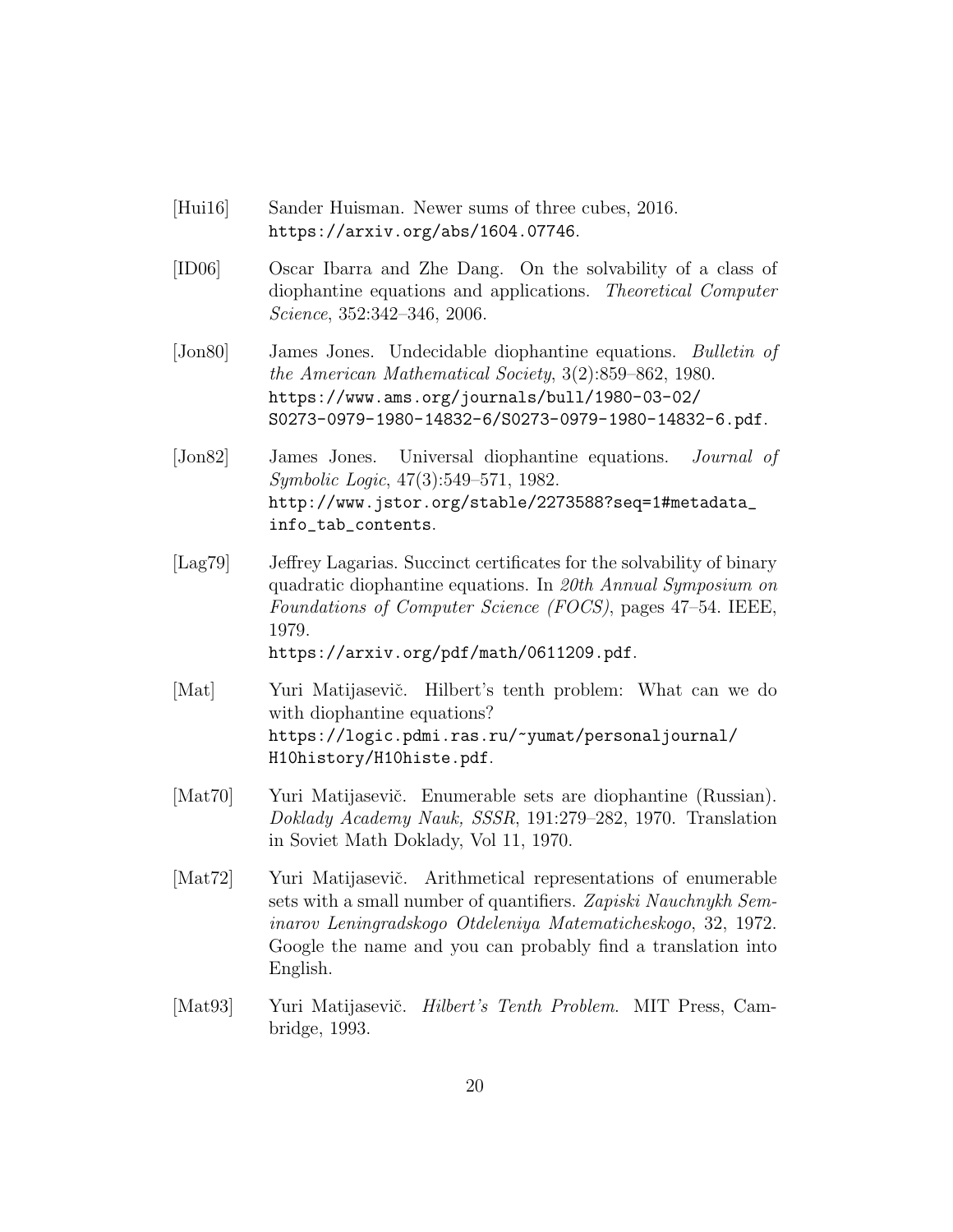[Hui16] Sander Huisman. Newer sums of three cubes, 2016. https://arxiv.org/abs/1604.07746.

[ID06] Oscar Ibarra and Zhe Dang. On the solvability of a class of diophantine equations and applications. *Theoretical Computer Science*, 352:342–346, 2006.

[Jon80] James Jones. Undecidable diophantine equations. *Bulletin of the American Mathematical Society*, 3(2):859–862, 1980. https://www.ams.org/journals/bull/1980-03-02/S0273-0979-1980-14832-6/S0273-0979-1980-14832-6.pdf.

[Jon82] James Jones. Universal diophantine equations. *Journal of Symbolic Logic*, 47(3):549–571, 1982. http://www.jstor.org/stable/2273588?seq=1#metadata_info_tab_contents.

[Lag79] Jeffrey Lagarias. Succinct certificates for the solvability of binary quadratic diophantine equations. In *20th Annual Symposium on Foundations of Computer Science (FOCS)*, pages 47–54. IEEE, 1979. https://arxiv.org/pdf/math/0611209.pdf.

[Mat] Yuri Matijasevič. Hilbert's tenth problem: What can we do with diophantine equations? https://logic.pdmi.ras.ru/~yumat/personaljournal/H10history/H10histe.pdf.

[Mat70] Yuri Matijasevič. Enumerable sets are diophantine (Russian). *Doklady Academy Nauk, SSSR*, 191:279–282, 1970. Translation in Soviet Math Doklady, Vol 11, 1970.

[Mat72] Yuri Matijasevič. Arithmetical representations of enumerable sets with a small number of quantifiers. *Zapiski Nauchnykh Seminarov Leningradskogo Otdeleniya Matematicheskogo*, 32, 1972. Google the name and you can probably find a translation into English.

[Mat93] Yuri Matijasevič. *Hilbert's Tenth Problem*. MIT Press, Cambridge, 1993.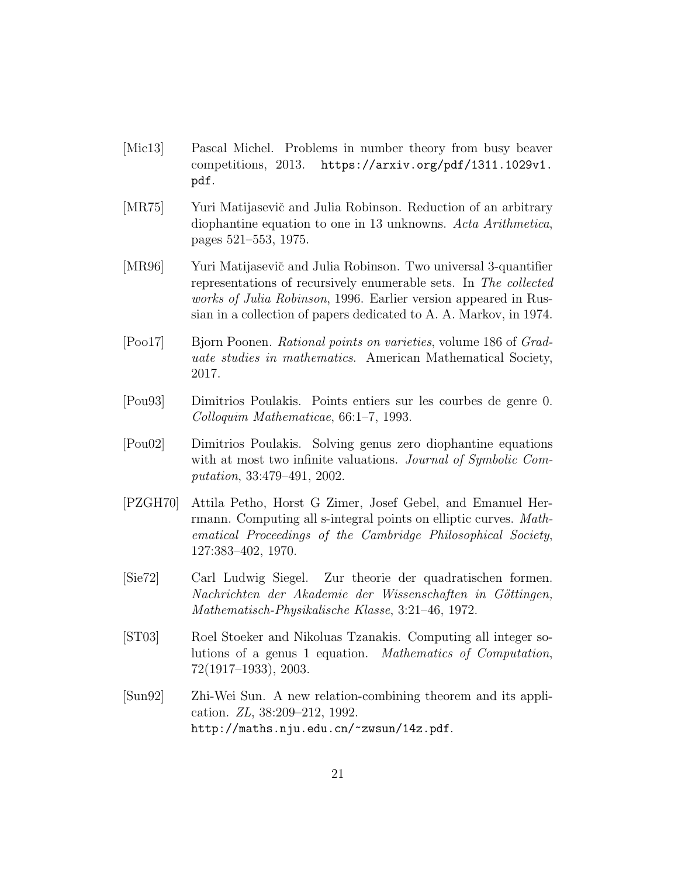[Mic13] Pascal Michel. Problems in number theory from busy beaver competitions, 2013. `https://arxiv.org/pdf/1311.1029v1.pdf`.

[MR75] Yuri Matijasevič and Julia Robinson. Reduction of an arbitrary diophantine equation to one in 13 unknowns. *Acta Arithmetica*, pages 521–553, 1975.

[MR96] Yuri Matijasevič and Julia Robinson. Two universal 3-quantifier representations of recursively enumerable sets. In *The collected works of Julia Robinson*, 1996. Earlier version appeared in Russian in a collection of papers dedicated to A. A. Markov, in 1974.

[Poo17] Bjorn Poonen. *Rational points on varieties*, volume 186 of *Graduate studies in mathematics*. American Mathematical Society, 2017.

[Pou93] Dimitrios Poulakis. Points entiers sur les courbes de genre 0. *Colloquim Mathematicae*, 66:1–7, 1993.

[Pou02] Dimitrios Poulakis. Solving genus zero diophantine equations with at most two infinite valuations. *Journal of Symbolic Computation*, 33:479–491, 2002.

[PZGH70] Attila Petho, Horst G Zimer, Josef Gebel, and Emanuel Herrmann. Computing all s-integral points on elliptic curves. *Mathematical Proceedings of the Cambridge Philosophical Society*, 127:383–402, 1970.

[Sie72] Carl Ludwig Siegel. Zur theorie der quadratischen formen. *Nachrichten der Akademie der Wissenschaften in Göttingen, Mathematisch-Physikalische Klasse*, 3:21–46, 1972.

[ST03] Roel Stoeker and Nikoluas Tzanakis. Computing all integer solutions of a genus 1 equation. *Mathematics of Computation*, 72(1917–1933), 2003.

[Sun92] Zhi-Wei Sun. A new relation-combining theorem and its application. *ZL*, 38:209–212, 1992. `http://maths.nju.edu.cn/~zwsun/14z.pdf`.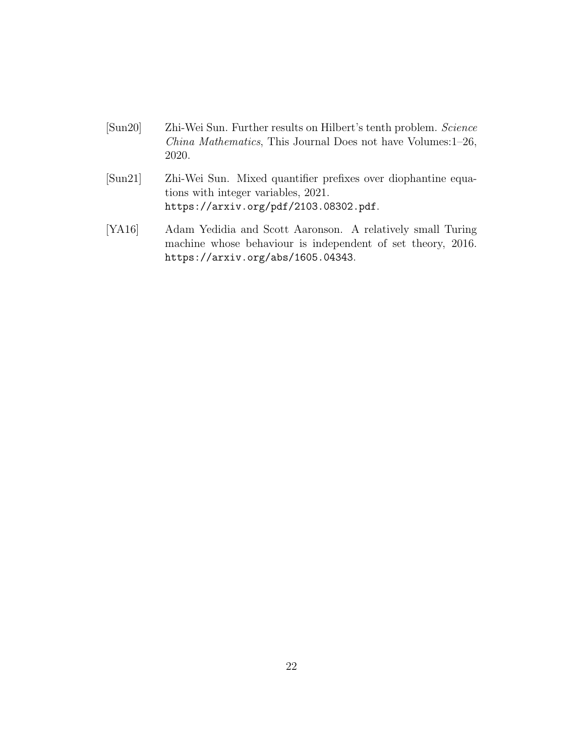[Sun20] Zhi-Wei Sun. Further results on Hilbert's tenth problem. *Science China Mathematics*, This Journal Does not have Volumes:1–26, 2020.

[Sun21] Zhi-Wei Sun. Mixed quantifier prefixes over diophantine equations with integer variables, 2021. `https://arxiv.org/pdf/2103.08302.pdf`.

[YA16] Adam Yedidia and Scott Aaronson. A relatively small Turing machine whose behaviour is independent of set theory, 2016. `https://arxiv.org/abs/1605.04343`.